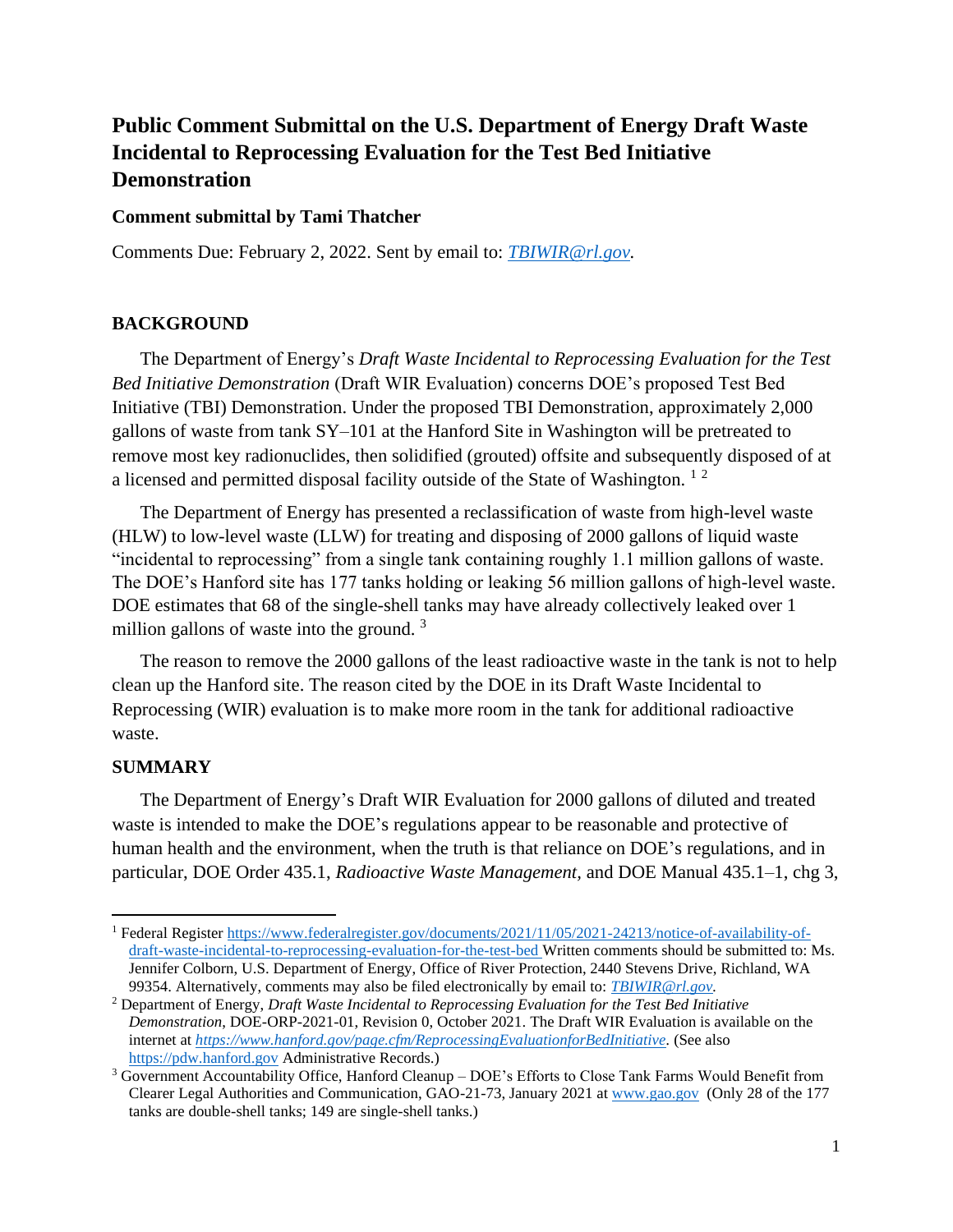# Public Comment Submittal on the U.S. Department of Energy Draft Waste Incidental to Reprocessing Evaluation for the Test Bed Initiative Demonstration

**Comment submittal by Tami Thatcher**

Comments Due: February 2, 2022. Sent by email to: *TBIWIR@rl.gov*.

## BACKGROUND

The Department of Energy's *Draft Waste Incidental to Reprocessing Evaluation for the Test Bed Initiative Demonstration* (Draft WIR Evaluation) concerns DOE's proposed Test Bed Initiative (TBI) Demonstration. Under the proposed TBI Demonstration, approximately 2,000 gallons of waste from tank SY–101 at the Hanford Site in Washington will be pretreated to remove most key radionuclides, then solidified (grouted) offsite and subsequently disposed of at a licensed and permitted disposal facility outside of the State of Washington. [1] [2]

The Department of Energy has presented a reclassification of waste from high-level waste (HLW) to low-level waste (LLW) for treating and disposing of 2000 gallons of liquid waste "incidental to reprocessing" from a single tank containing roughly 1.1 million gallons of waste. The DOE's Hanford site has 177 tanks holding or leaking 56 million gallons of high-level waste. DOE estimates that 68 of the single-shell tanks may have already collectively leaked over 1 million gallons of waste into the ground. [3]

The reason to remove the 2000 gallons of the least radioactive waste in the tank is not to help clean up the Hanford site. The reason cited by the DOE in its Draft Waste Incidental to Reprocessing (WIR) evaluation is to make more room in the tank for additional radioactive waste.

## SUMMARY

The Department of Energy's Draft WIR Evaluation for 2000 gallons of diluted and treated waste is intended to make the DOE's regulations appear to be reasonable and protective of human health and the environment, when the truth is that reliance on DOE's regulations, and in particular, DOE Order 435.1, *Radioactive Waste Management,* and DOE Manual 435.1–1, chg 3,

---

[1] Federal Register https://www.federalregister.gov/documents/2021/11/05/2021-24213/notice-of-availability-of-draft-waste-incidental-to-reprocessing-evaluation-for-the-test-bed Written comments should be submitted to: Ms. Jennifer Colborn, U.S. Department of Energy, Office of River Protection, 2440 Stevens Drive, Richland, WA 99354. Alternatively, comments may also be filed electronically by email to: *TBIWIR@rl.gov*.

[2] Department of Energy, *Draft Waste Incidental to Reprocessing Evaluation for the Test Bed Initiative Demonstration*, DOE-ORP-2021-01, Revision 0, October 2021. The Draft WIR Evaluation is available on the internet at ***https://www.hanford.gov/page.cfm/ReprocessingEvaluationforBedInitiative***. (See also https://pdw.hanford.gov Administrative Records.)

[3] Government Accountability Office, Hanford Cleanup – DOE's Efforts to Close Tank Farms Would Benefit from Clearer Legal Authorities and Communication, GAO-21-73, January 2021 at www.gao.gov (Only 28 of the 177 tanks are double-shell tanks; 149 are single-shell tanks.)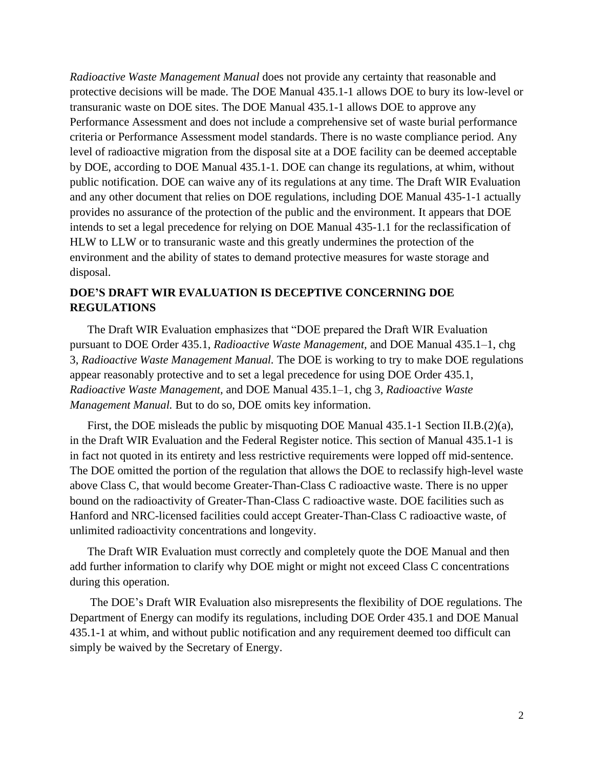*Radioactive Waste Management Manual* does not provide any certainty that reasonable and protective decisions will be made. The DOE Manual 435.1-1 allows DOE to bury its low-level or transuranic waste on DOE sites. The DOE Manual 435.1-1 allows DOE to approve any Performance Assessment and does not include a comprehensive set of waste burial performance criteria or Performance Assessment model standards. There is no waste compliance period. Any level of radioactive migration from the disposal site at a DOE facility can be deemed acceptable by DOE, according to DOE Manual 435.1-1. DOE can change its regulations, at whim, without public notification. DOE can waive any of its regulations at any time. The Draft WIR Evaluation and any other document that relies on DOE regulations, including DOE Manual 435-1-1 actually provides no assurance of the protection of the public and the environment. It appears that DOE intends to set a legal precedence for relying on DOE Manual 435-1.1 for the reclassification of HLW to LLW or to transuranic waste and this greatly undermines the protection of the environment and the ability of states to demand protective measures for waste storage and disposal.

## DOE'S DRAFT WIR EVALUATION IS DECEPTIVE CONCERNING DOE REGULATIONS

The Draft WIR Evaluation emphasizes that "DOE prepared the Draft WIR Evaluation pursuant to DOE Order 435.1, *Radioactive Waste Management*, and DOE Manual 435.1–1, chg 3, *Radioactive Waste Management Manual.* The DOE is working to try to make DOE regulations appear reasonably protective and to set a legal precedence for using DOE Order 435.1, *Radioactive Waste Management*, and DOE Manual 435.1–1, chg 3, *Radioactive Waste Management Manual.* But to do so, DOE omits key information.

First, the DOE misleads the public by misquoting DOE Manual 435.1-1 Section II.B.(2)(a), in the Draft WIR Evaluation and the Federal Register notice. This section of Manual 435.1-1 is in fact not quoted in its entirety and less restrictive requirements were lopped off mid-sentence. The DOE omitted the portion of the regulation that allows the DOE to reclassify high-level waste above Class C, that would become Greater-Than-Class C radioactive waste. There is no upper bound on the radioactivity of Greater-Than-Class C radioactive waste. DOE facilities such as Hanford and NRC-licensed facilities could accept Greater-Than-Class C radioactive waste, of unlimited radioactivity concentrations and longevity.

The Draft WIR Evaluation must correctly and completely quote the DOE Manual and then add further information to clarify why DOE might or might not exceed Class C concentrations during this operation.

The DOE's Draft WIR Evaluation also misrepresents the flexibility of DOE regulations. The Department of Energy can modify its regulations, including DOE Order 435.1 and DOE Manual 435.1-1 at whim, and without public notification and any requirement deemed too difficult can simply be waived by the Secretary of Energy.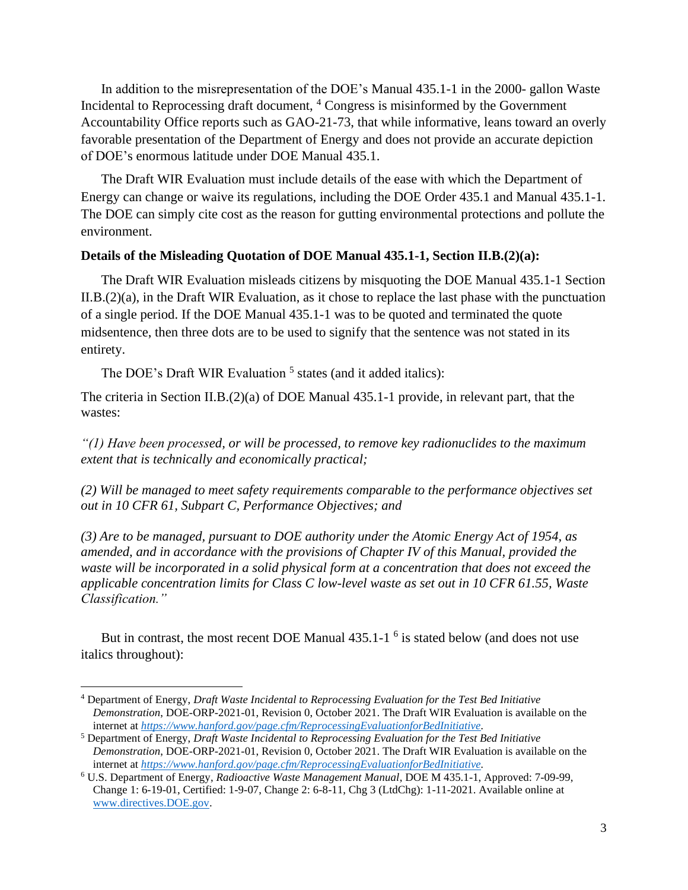In addition to the misrepresentation of the DOE's Manual 435.1-1 in the 2000- gallon Waste Incidental to Reprocessing draft document, [4] Congress is misinformed by the Government Accountability Office reports such as GAO-21-73, that while informative, leans toward an overly favorable presentation of the Department of Energy and does not provide an accurate depiction of DOE's enormous latitude under DOE Manual 435.1.

The Draft WIR Evaluation must include details of the ease with which the Department of Energy can change or waive its regulations, including the DOE Order 435.1 and Manual 435.1-1. The DOE can simply cite cost as the reason for gutting environmental protections and pollute the environment.

**Details of the Misleading Quotation of DOE Manual 435.1-1, Section II.B.(2)(a):**

The Draft WIR Evaluation misleads citizens by misquoting the DOE Manual 435.1-1 Section II.B.(2)(a), in the Draft WIR Evaluation, as it chose to replace the last phase with the punctuation of a single period. If the DOE Manual 435.1-1 was to be quoted and terminated the quote midsentence, then three dots are to be used to signify that the sentence was not stated in its entirety.

The DOE's Draft WIR Evaluation [5] states (and it added italics):

The criteria in Section II.B.(2)(a) of DOE Manual 435.1-1 provide, in relevant part, that the wastes:

*"(1) Have been processed, or will be processed, to remove key radionuclides to the maximum extent that is technically and economically practical;*

*(2) Will be managed to meet safety requirements comparable to the performance objectives set out in 10 CFR 61, Subpart C, Performance Objectives; and*

*(3) Are to be managed, pursuant to DOE authority under the Atomic Energy Act of 1954, as amended, and in accordance with the provisions of Chapter IV of this Manual, provided the waste will be incorporated in a solid physical form at a concentration that does not exceed the applicable concentration limits for Class C low-level waste as set out in 10 CFR 61.55, Waste Classification."*

But in contrast, the most recent DOE Manual 435.1-1 [6] is stated below (and does not use italics throughout):

---

[4] Department of Energy, *Draft Waste Incidental to Reprocessing Evaluation for the Test Bed Initiative Demonstration*, DOE-ORP-2021-01, Revision 0, October 2021. The Draft WIR Evaluation is available on the internet at *https://www.hanford.gov/page.cfm/ReprocessingEvaluationforBedInitiative*.

[5] Department of Energy, *Draft Waste Incidental to Reprocessing Evaluation for the Test Bed Initiative Demonstration*, DOE-ORP-2021-01, Revision 0, October 2021. The Draft WIR Evaluation is available on the internet at *https://www.hanford.gov/page.cfm/ReprocessingEvaluationforBedInitiative*.

[6] U.S. Department of Energy, *Radioactive Waste Management Manual*, DOE M 435.1-1, Approved: 7-09-99, Change 1: 6-19-01, Certified: 1-9-07, Change 2: 6-8-11, Chg 3 (LtdChg): 1-11-2021. Available online at www.directives.DOE.gov.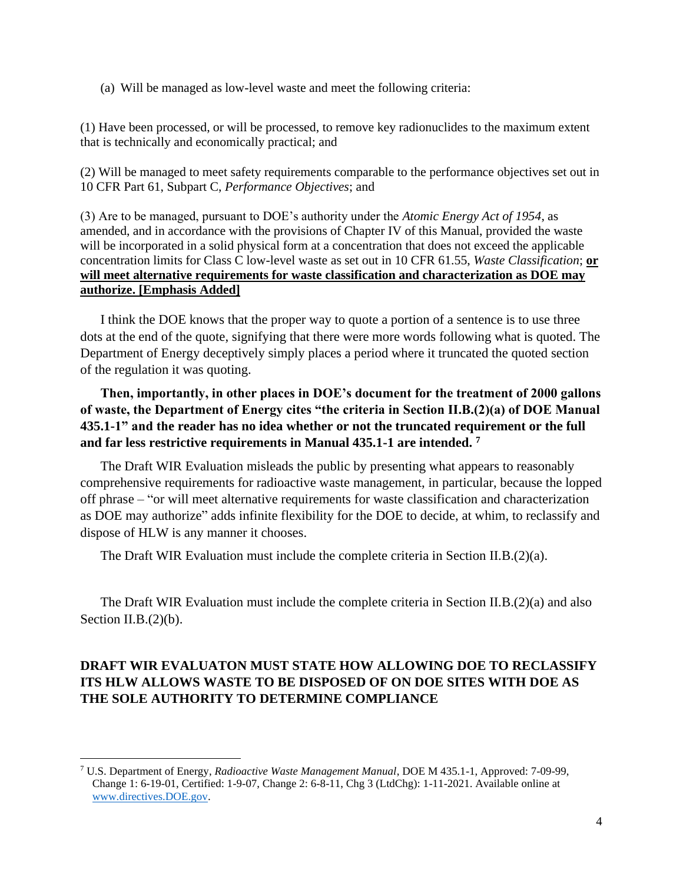(a) Will be managed as low-level waste and meet the following criteria:

(1) Have been processed, or will be processed, to remove key radionuclides to the maximum extent that is technically and economically practical; and

(2) Will be managed to meet safety requirements comparable to the performance objectives set out in 10 CFR Part 61, Subpart C, *Performance Objectives*; and

(3) Are to be managed, pursuant to DOE's authority under the *Atomic Energy Act of 1954*, as amended, and in accordance with the provisions of Chapter IV of this Manual, provided the waste will be incorporated in a solid physical form at a concentration that does not exceed the applicable concentration limits for Class C low-level waste as set out in 10 CFR 61.55, *Waste Classification*; **<u>or will meet alternative requirements for waste classification and characterization as DOE may authorize. [Emphasis Added]</u>**

I think the DOE knows that the proper way to quote a portion of a sentence is to use three dots at the end of the quote, signifying that there were more words following what is quoted. The Department of Energy deceptively simply places a period where it truncated the quoted section of the regulation it was quoting.

**Then, importantly, in other places in DOE's document for the treatment of 2000 gallons of waste, the Department of Energy cites "the criteria in Section II.B.(2)(a) of DOE Manual 435.1-1" and the reader has no idea whether or not the truncated requirement or the full and far less restrictive requirements in Manual 435.1-1 are intended.** [7]

The Draft WIR Evaluation misleads the public by presenting what appears to reasonably comprehensive requirements for radioactive waste management, in particular, because the lopped off phrase – "or will meet alternative requirements for waste classification and characterization as DOE may authorize" adds infinite flexibility for the DOE to decide, at whim, to reclassify and dispose of HLW is any manner it chooses.

The Draft WIR Evaluation must include the complete criteria in Section II.B.(2)(a).

The Draft WIR Evaluation must include the complete criteria in Section II.B.(2)(a) and also Section II.B.(2)(b).

## DRAFT WIR EVALUATON MUST STATE HOW ALLOWING DOE TO RECLASSIFY ITS HLW ALLOWS WASTE TO BE DISPOSED OF ON DOE SITES WITH DOE AS THE SOLE AUTHORITY TO DETERMINE COMPLIANCE

---

[7] U.S. Department of Energy, *Radioactive Waste Management Manual*, DOE M 435.1-1, Approved: 7-09-99, Change 1: 6-19-01, Certified: 1-9-07, Change 2: 6-8-11, Chg 3 (LtdChg): 1-11-2021. Available online at www.directives.DOE.gov.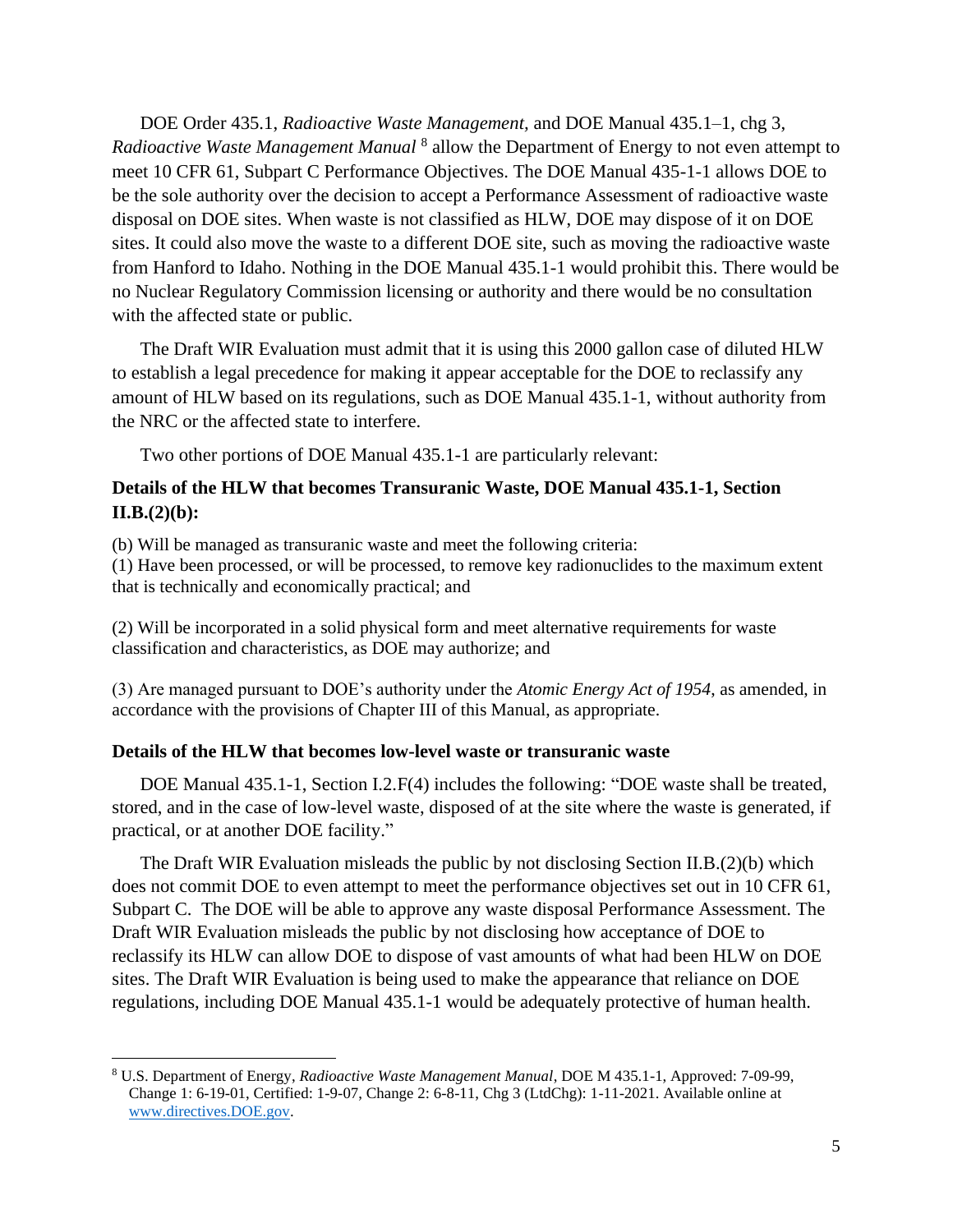DOE Order 435.1, *Radioactive Waste Management,* and DOE Manual 435.1–1, chg 3, *Radioactive Waste Management Manual* [8] allow the Department of Energy to not even attempt to meet 10 CFR 61, Subpart C Performance Objectives. The DOE Manual 435-1-1 allows DOE to be the sole authority over the decision to accept a Performance Assessment of radioactive waste disposal on DOE sites. When waste is not classified as HLW, DOE may dispose of it on DOE sites. It could also move the waste to a different DOE site, such as moving the radioactive waste from Hanford to Idaho. Nothing in the DOE Manual 435.1-1 would prohibit this. There would be no Nuclear Regulatory Commission licensing or authority and there would be no consultation with the affected state or public.

The Draft WIR Evaluation must admit that it is using this 2000 gallon case of diluted HLW to establish a legal precedence for making it appear acceptable for the DOE to reclassify any amount of HLW based on its regulations, such as DOE Manual 435.1-1, without authority from the NRC or the affected state to interfere.

Two other portions of DOE Manual 435.1-1 are particularly relevant:

**Details of the HLW that becomes Transuranic Waste, DOE Manual 435.1-1, Section II.B.(2)(b):**

(b) Will be managed as transuranic waste and meet the following criteria:
(1) Have been processed, or will be processed, to remove key radionuclides to the maximum extent that is technically and economically practical; and

(2) Will be incorporated in a solid physical form and meet alternative requirements for waste classification and characteristics, as DOE may authorize; and

(3) Are managed pursuant to DOE's authority under the *Atomic Energy Act of 1954*, as amended, in accordance with the provisions of Chapter III of this Manual, as appropriate.

**Details of the HLW that becomes low-level waste or transuranic waste**

DOE Manual 435.1-1, Section I.2.F(4) includes the following: "DOE waste shall be treated, stored, and in the case of low-level waste, disposed of at the site where the waste is generated, if practical, or at another DOE facility."

The Draft WIR Evaluation misleads the public by not disclosing Section II.B.(2)(b) which does not commit DOE to even attempt to meet the performance objectives set out in 10 CFR 61, Subpart C. The DOE will be able to approve any waste disposal Performance Assessment. The Draft WIR Evaluation misleads the public by not disclosing how acceptance of DOE to reclassify its HLW can allow DOE to dispose of vast amounts of what had been HLW on DOE sites. The Draft WIR Evaluation is being used to make the appearance that reliance on DOE regulations, including DOE Manual 435.1-1 would be adequately protective of human health.

[8] U.S. Department of Energy, *Radioactive Waste Management Manual*, DOE M 435.1-1, Approved: 7-09-99, Change 1: 6-19-01, Certified: 1-9-07, Change 2: 6-8-11, Chg 3 (LtdChg): 1-11-2021. Available online at [www.directives.DOE.gov](www.directives.DOE.gov).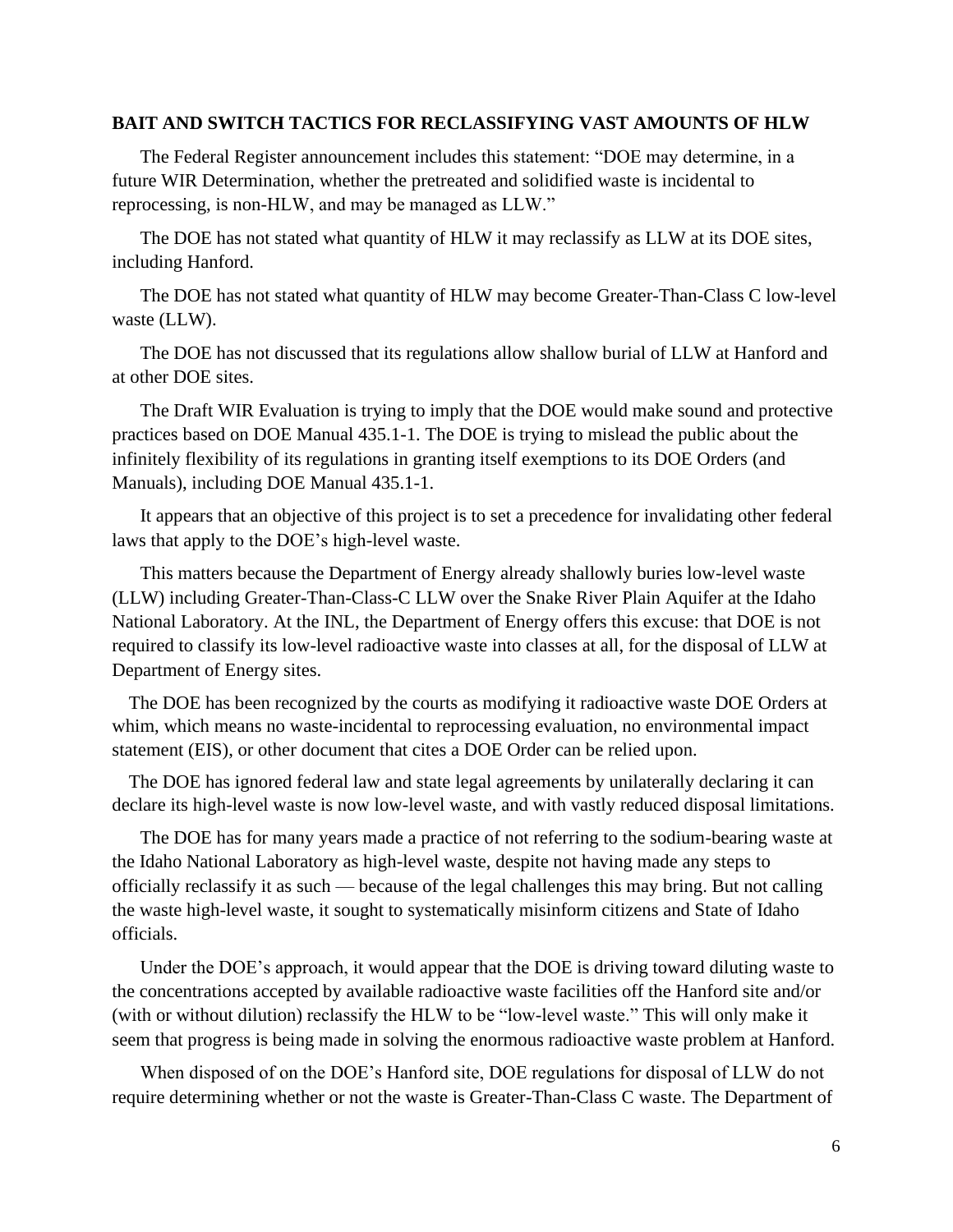**BAIT AND SWITCH TACTICS FOR RECLASSIFYING VAST AMOUNTS OF HLW**

The Federal Register announcement includes this statement: "DOE may determine, in a future WIR Determination, whether the pretreated and solidified waste is incidental to reprocessing, is non-HLW, and may be managed as LLW."

The DOE has not stated what quantity of HLW it may reclassify as LLW at its DOE sites, including Hanford.

The DOE has not stated what quantity of HLW may become Greater-Than-Class C low-level waste (LLW).

The DOE has not discussed that its regulations allow shallow burial of LLW at Hanford and at other DOE sites.

The Draft WIR Evaluation is trying to imply that the DOE would make sound and protective practices based on DOE Manual 435.1-1. The DOE is trying to mislead the public about the infinitely flexibility of its regulations in granting itself exemptions to its DOE Orders (and Manuals), including DOE Manual 435.1-1.

It appears that an objective of this project is to set a precedence for invalidating other federal laws that apply to the DOE's high-level waste.

This matters because the Department of Energy already shallowly buries low-level waste (LLW) including Greater-Than-Class-C LLW over the Snake River Plain Aquifer at the Idaho National Laboratory. At the INL, the Department of Energy offers this excuse: that DOE is not required to classify its low-level radioactive waste into classes at all, for the disposal of LLW at Department of Energy sites.

The DOE has been recognized by the courts as modifying it radioactive waste DOE Orders at whim, which means no waste-incidental to reprocessing evaluation, no environmental impact statement (EIS), or other document that cites a DOE Order can be relied upon.

The DOE has ignored federal law and state legal agreements by unilaterally declaring it can declare its high-level waste is now low-level waste, and with vastly reduced disposal limitations.

The DOE has for many years made a practice of not referring to the sodium-bearing waste at the Idaho National Laboratory as high-level waste, despite not having made any steps to officially reclassify it as such — because of the legal challenges this may bring. But not calling the waste high-level waste, it sought to systematically misinform citizens and State of Idaho officials.

Under the DOE's approach, it would appear that the DOE is driving toward diluting waste to the concentrations accepted by available radioactive waste facilities off the Hanford site and/or (with or without dilution) reclassify the HLW to be "low-level waste." This will only make it seem that progress is being made in solving the enormous radioactive waste problem at Hanford.

When disposed of on the DOE's Hanford site, DOE regulations for disposal of LLW do not require determining whether or not the waste is Greater-Than-Class C waste. The Department of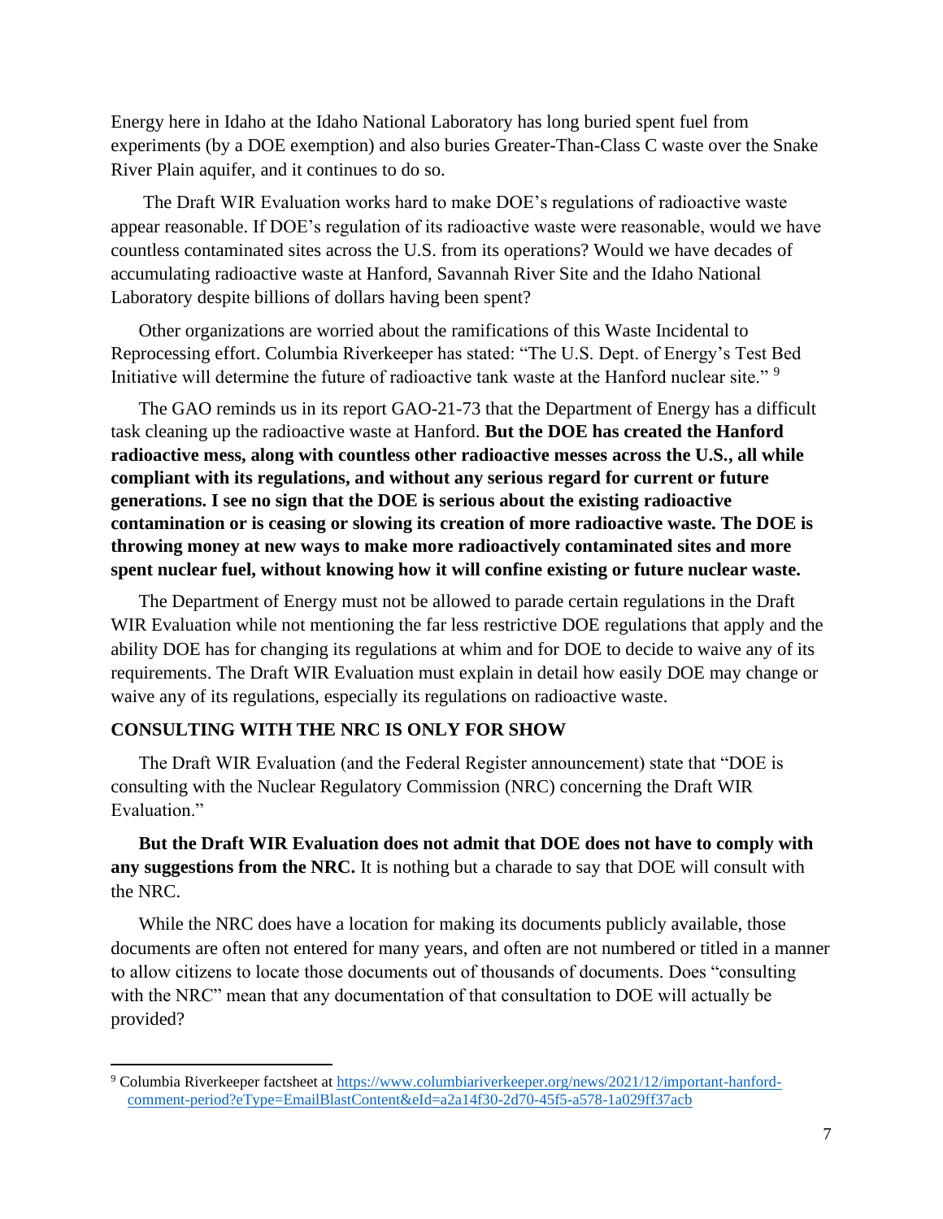Energy here in Idaho at the Idaho National Laboratory has long buried spent fuel from experiments (by a DOE exemption) and also buries Greater-Than-Class C waste over the Snake River Plain aquifer, and it continues to do so.

The Draft WIR Evaluation works hard to make DOE's regulations of radioactive waste appear reasonable. If DOE's regulation of its radioactive waste were reasonable, would we have countless contaminated sites across the U.S. from its operations? Would we have decades of accumulating radioactive waste at Hanford, Savannah River Site and the Idaho National Laboratory despite billions of dollars having been spent?

Other organizations are worried about the ramifications of this Waste Incidental to Reprocessing effort. Columbia Riverkeeper has stated: "The U.S. Dept. of Energy's Test Bed Initiative will determine the future of radioactive tank waste at the Hanford nuclear site." [9]

The GAO reminds us in its report GAO-21-73 that the Department of Energy has a difficult task cleaning up the radioactive waste at Hanford. **But the DOE has created the Hanford radioactive mess, along with countless other radioactive messes across the U.S., all while compliant with its regulations, and without any serious regard for current or future generations. I see no sign that the DOE is serious about the existing radioactive contamination or is ceasing or slowing its creation of more radioactive waste. The DOE is throwing money at new ways to make more radioactively contaminated sites and more spent nuclear fuel, without knowing how it will confine existing or future nuclear waste.**

The Department of Energy must not be allowed to parade certain regulations in the Draft WIR Evaluation while not mentioning the far less restrictive DOE regulations that apply and the ability DOE has for changing its regulations at whim and for DOE to decide to waive any of its requirements. The Draft WIR Evaluation must explain in detail how easily DOE may change or waive any of its regulations, especially its regulations on radioactive waste.

**CONSULTING WITH THE NRC IS ONLY FOR SHOW**

The Draft WIR Evaluation (and the Federal Register announcement) state that "DOE is consulting with the Nuclear Regulatory Commission (NRC) concerning the Draft WIR Evaluation."

**But the Draft WIR Evaluation does not admit that DOE does not have to comply with any suggestions from the NRC.** It is nothing but a charade to say that DOE will consult with the NRC.

While the NRC does have a location for making its documents publicly available, those documents are often not entered for many years, and often are not numbered or titled in a manner to allow citizens to locate those documents out of thousands of documents. Does "consulting with the NRC" mean that any documentation of that consultation to DOE will actually be provided?

---

[9] Columbia Riverkeeper factsheet at https://www.columbiariverkeeper.org/news/2021/12/important-hanford-comment-period?eType=EmailBlastContent&eId=a2a14f30-2d70-45f5-a578-1a029ff37acb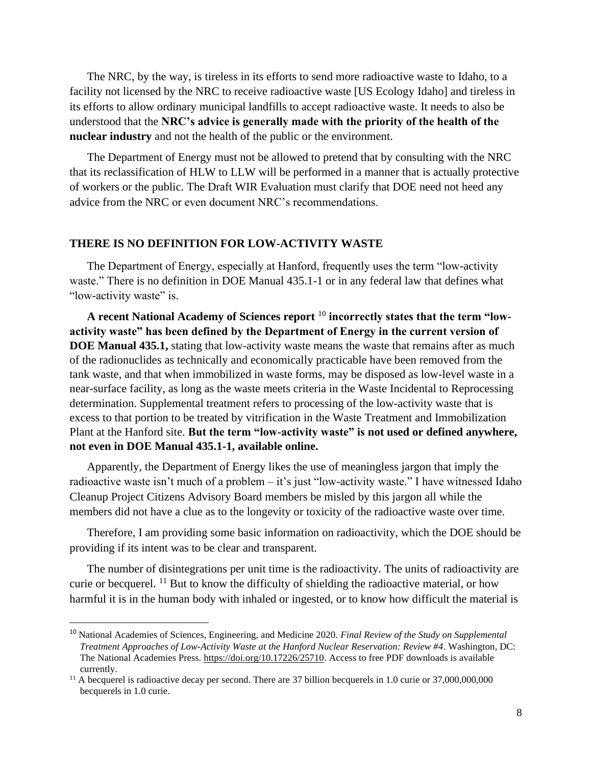The NRC, by the way, is tireless in its efforts to send more radioactive waste to Idaho, to a facility not licensed by the NRC to receive radioactive waste [US Ecology Idaho] and tireless in its efforts to allow ordinary municipal landfills to accept radioactive waste. It needs to also be understood that the **NRC's advice is generally made with the priority of the health of the nuclear industry** and not the health of the public or the environment.

The Department of Energy must not be allowed to pretend that by consulting with the NRC that its reclassification of HLW to LLW will be performed in a manner that is actually protective of workers or the public. The Draft WIR Evaluation must clarify that DOE need not heed any advice from the NRC or even document NRC's recommendations.

## THERE IS NO DEFINITION FOR LOW-ACTIVITY WASTE

The Department of Energy, especially at Hanford, frequently uses the term "low-activity waste." There is no definition in DOE Manual 435.1-1 or in any federal law that defines what "low-activity waste" is.

**A recent National Academy of Sciences report** [10] **incorrectly states that the term "low-activity waste" has been defined by the Department of Energy in the current version of DOE Manual 435.1,** stating that low-activity waste means the waste that remains after as much of the radionuclides as technically and economically practicable have been removed from the tank waste, and that when immobilized in waste forms, may be disposed as low-level waste in a near-surface facility, as long as the waste meets criteria in the Waste Incidental to Reprocessing determination. Supplemental treatment refers to processing of the low-activity waste that is excess to that portion to be treated by vitrification in the Waste Treatment and Immobilization Plant at the Hanford site. **But the term "low-activity waste" is not used or defined anywhere, not even in DOE Manual 435.1-1, available online.**

Apparently, the Department of Energy likes the use of meaningless jargon that imply the radioactive waste isn't much of a problem – it's just "low-activity waste." I have witnessed Idaho Cleanup Project Citizens Advisory Board members be misled by this jargon all while the members did not have a clue as to the longevity or toxicity of the radioactive waste over time.

Therefore, I am providing some basic information on radioactivity, which the DOE should be providing if its intent was to be clear and transparent.

The number of disintegrations per unit time is the radioactivity. The units of radioactivity are curie or becquerel. [11] But to know the difficulty of shielding the radioactive material, or how harmful it is in the human body with inhaled or ingested, or to know how difficult the material is

---

[10] National Academies of Sciences, Engineering, and Medicine 2020. *Final Review of the Study on Supplemental Treatment Approaches of Low-Activity Waste at the Hanford Nuclear Reservation: Review #4*. Washington, DC: The National Academies Press. https://doi.org/10.17226/25710. Access to free PDF downloads is available currently.

[11] A becquerel is radioactive decay per second. There are 37 billion becquerels in 1.0 curie or 37,000,000,000 becquerels in 1.0 curie.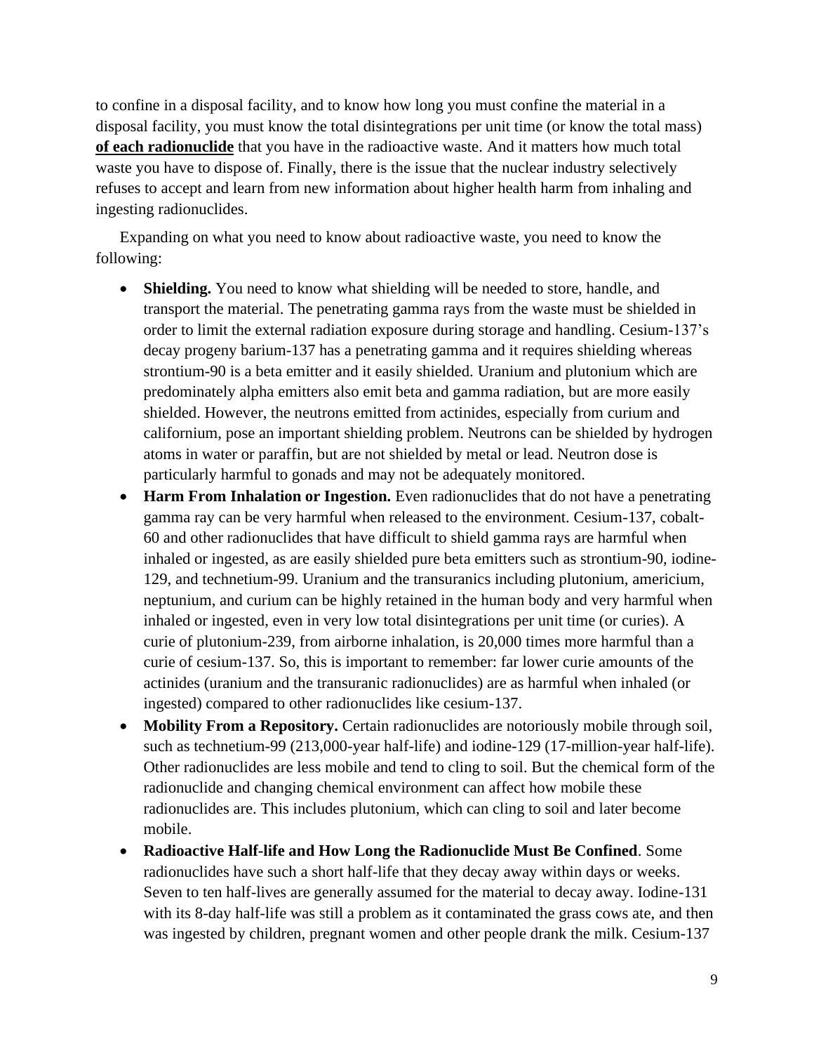to confine in a disposal facility, and to know how long you must confine the material in a disposal facility, you must know the total disintegrations per unit time (or know the total mass) **of each radionuclide** that you have in the radioactive waste. And it matters how much total waste you have to dispose of. Finally, there is the issue that the nuclear industry selectively refuses to accept and learn from new information about higher health harm from inhaling and ingesting radionuclides.

Expanding on what you need to know about radioactive waste, you need to know the following:

- **Shielding.** You need to know what shielding will be needed to store, handle, and transport the material. The penetrating gamma rays from the waste must be shielded in order to limit the external radiation exposure during storage and handling. Cesium-137's decay progeny barium-137 has a penetrating gamma and it requires shielding whereas strontium-90 is a beta emitter and it easily shielded. Uranium and plutonium which are predominately alpha emitters also emit beta and gamma radiation, but are more easily shielded. However, the neutrons emitted from actinides, especially from curium and californium, pose an important shielding problem. Neutrons can be shielded by hydrogen atoms in water or paraffin, but are not shielded by metal or lead. Neutron dose is particularly harmful to gonads and may not be adequately monitored.
- **Harm From Inhalation or Ingestion.** Even radionuclides that do not have a penetrating gamma ray can be very harmful when released to the environment. Cesium-137, cobalt-60 and other radionuclides that have difficult to shield gamma rays are harmful when inhaled or ingested, as are easily shielded pure beta emitters such as strontium-90, iodine-129, and technetium-99. Uranium and the transuranics including plutonium, americium, neptunium, and curium can be highly retained in the human body and very harmful when inhaled or ingested, even in very low total disintegrations per unit time (or curies). A curie of plutonium-239, from airborne inhalation, is 20,000 times more harmful than a curie of cesium-137. So, this is important to remember: far lower curie amounts of the actinides (uranium and the transuranic radionuclides) are as harmful when inhaled (or ingested) compared to other radionuclides like cesium-137.
- **Mobility From a Repository.** Certain radionuclides are notoriously mobile through soil, such as technetium-99 (213,000-year half-life) and iodine-129 (17-million-year half-life). Other radionuclides are less mobile and tend to cling to soil. But the chemical form of the radionuclide and changing chemical environment can affect how mobile these radionuclides are. This includes plutonium, which can cling to soil and later become mobile.
- **Radioactive Half-life and How Long the Radionuclide Must Be Confined**. Some radionuclides have such a short half-life that they decay away within days or weeks. Seven to ten half-lives are generally assumed for the material to decay away. Iodine-131 with its 8-day half-life was still a problem as it contaminated the grass cows ate, and then was ingested by children, pregnant women and other people drank the milk. Cesium-137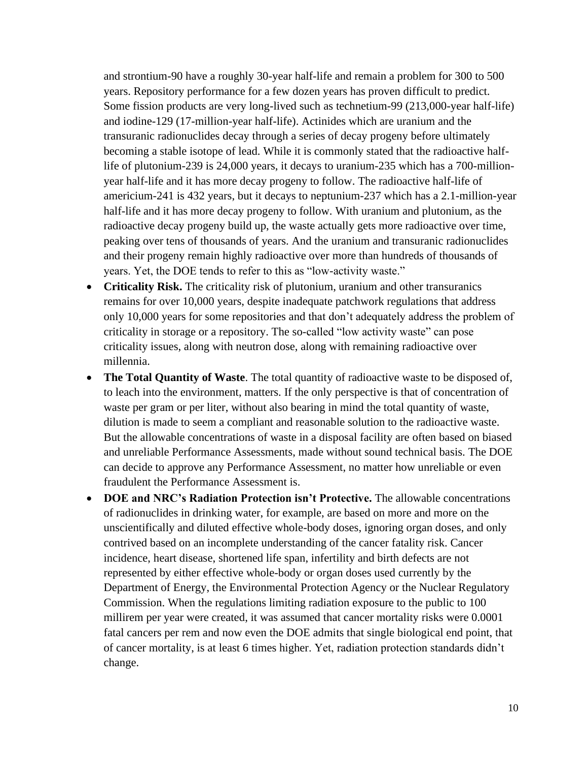and strontium-90 have a roughly 30-year half-life and remain a problem for 300 to 500 years. Repository performance for a few dozen years has proven difficult to predict. Some fission products are very long-lived such as technetium-99 (213,000-year half-life) and iodine-129 (17-million-year half-life). Actinides which are uranium and the transuranic radionuclides decay through a series of decay progeny before ultimately becoming a stable isotope of lead. While it is commonly stated that the radioactive half-life of plutonium-239 is 24,000 years, it decays to uranium-235 which has a 700-million-year half-life and it has more decay progeny to follow. The radioactive half-life of americium-241 is 432 years, but it decays to neptunium-237 which has a 2.1-million-year half-life and it has more decay progeny to follow. With uranium and plutonium, as the radioactive decay progeny build up, the waste actually gets more radioactive over time, peaking over tens of thousands of years. And the uranium and transuranic radionuclides and their progeny remain highly radioactive over more than hundreds of thousands of years. Yet, the DOE tends to refer to this as "low-activity waste."

- **Criticality Risk.** The criticality risk of plutonium, uranium and other transuranics remains for over 10,000 years, despite inadequate patchwork regulations that address only 10,000 years for some repositories and that don't adequately address the problem of criticality in storage or a repository. The so-called "low activity waste" can pose criticality issues, along with neutron dose, along with remaining radioactive over millennia.
- **The Total Quantity of Waste**. The total quantity of radioactive waste to be disposed of, to leach into the environment, matters. If the only perspective is that of concentration of waste per gram or per liter, without also bearing in mind the total quantity of waste, dilution is made to seem a compliant and reasonable solution to the radioactive waste. But the allowable concentrations of waste in a disposal facility are often based on biased and unreliable Performance Assessments, made without sound technical basis. The DOE can decide to approve any Performance Assessment, no matter how unreliable or even fraudulent the Performance Assessment is.
- **DOE and NRC's Radiation Protection isn't Protective.** The allowable concentrations of radionuclides in drinking water, for example, are based on more and more on the unscientifically and diluted effective whole-body doses, ignoring organ doses, and only contrived based on an incomplete understanding of the cancer fatality risk. Cancer incidence, heart disease, shortened life span, infertility and birth defects are not represented by either effective whole-body or organ doses used currently by the Department of Energy, the Environmental Protection Agency or the Nuclear Regulatory Commission. When the regulations limiting radiation exposure to the public to 100 millirem per year were created, it was assumed that cancer mortality risks were 0.0001 fatal cancers per rem and now even the DOE admits that single biological end point, that of cancer mortality, is at least 6 times higher. Yet, radiation protection standards didn't change.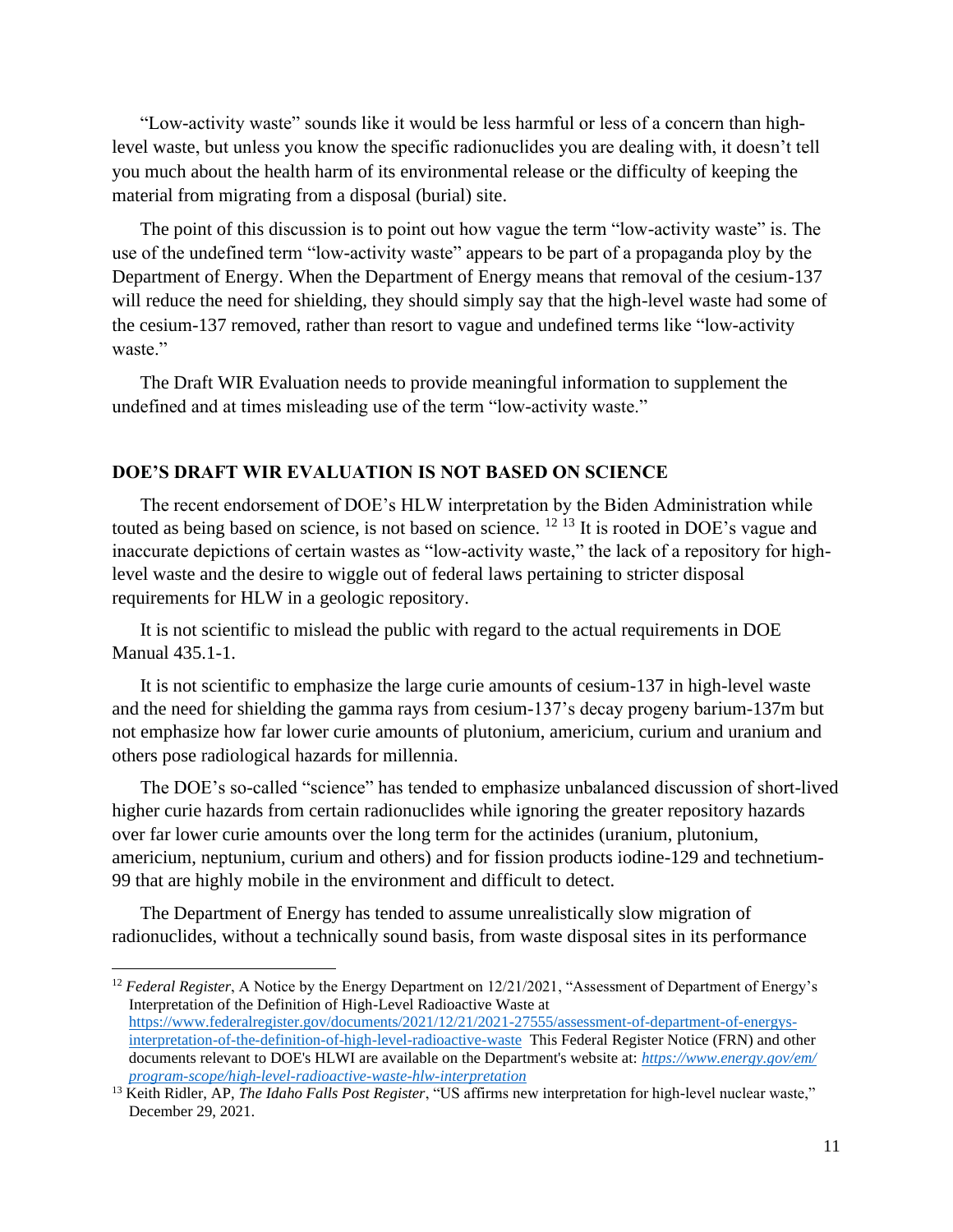"Low-activity waste" sounds like it would be less harmful or less of a concern than high-level waste, but unless you know the specific radionuclides you are dealing with, it doesn't tell you much about the health harm of its environmental release or the difficulty of keeping the material from migrating from a disposal (burial) site.

The point of this discussion is to point out how vague the term "low-activity waste" is. The use of the undefined term "low-activity waste" appears to be part of a propaganda ploy by the Department of Energy. When the Department of Energy means that removal of the cesium-137 will reduce the need for shielding, they should simply say that the high-level waste had some of the cesium-137 removed, rather than resort to vague and undefined terms like "low-activity waste."

The Draft WIR Evaluation needs to provide meaningful information to supplement the undefined and at times misleading use of the term "low-activity waste."

## DOE'S DRAFT WIR EVALUATION IS NOT BASED ON SCIENCE

The recent endorsement of DOE's HLW interpretation by the Biden Administration while touted as being based on science, is not based on science. [12] [13] It is rooted in DOE's vague and inaccurate depictions of certain wastes as "low-activity waste," the lack of a repository for high-level waste and the desire to wiggle out of federal laws pertaining to stricter disposal requirements for HLW in a geologic repository.

It is not scientific to mislead the public with regard to the actual requirements in DOE Manual 435.1-1.

It is not scientific to emphasize the large curie amounts of cesium-137 in high-level waste and the need for shielding the gamma rays from cesium-137's decay progeny barium-137m but not emphasize how far lower curie amounts of plutonium, americium, curium and uranium and others pose radiological hazards for millennia.

The DOE's so-called "science" has tended to emphasize unbalanced discussion of short-lived higher curie hazards from certain radionuclides while ignoring the greater repository hazards over far lower curie amounts over the long term for the actinides (uranium, plutonium, americium, neptunium, curium and others) and for fission products iodine-129 and technetium-99 that are highly mobile in the environment and difficult to detect.

The Department of Energy has tended to assume unrealistically slow migration of radionuclides, without a technically sound basis, from waste disposal sites in its performance

---

[12] *Federal Register*, A Notice by the Energy Department on 12/21/2021, "Assessment of Department of Energy's Interpretation of the Definition of High-Level Radioactive Waste at https://www.federalregister.gov/documents/2021/12/21/2021-27555/assessment-of-department-of-energys-interpretation-of-the-definition-of-high-level-radioactive-waste This Federal Register Notice (FRN) and other documents relevant to DOE's HLWI are available on the Department's website at: *https://www.energy.gov/em/program-scope/high-level-radioactive-waste-hlw-interpretation*

[13] Keith Ridler, AP, *The Idaho Falls Post Register*, "US affirms new interpretation for high-level nuclear waste," December 29, 2021.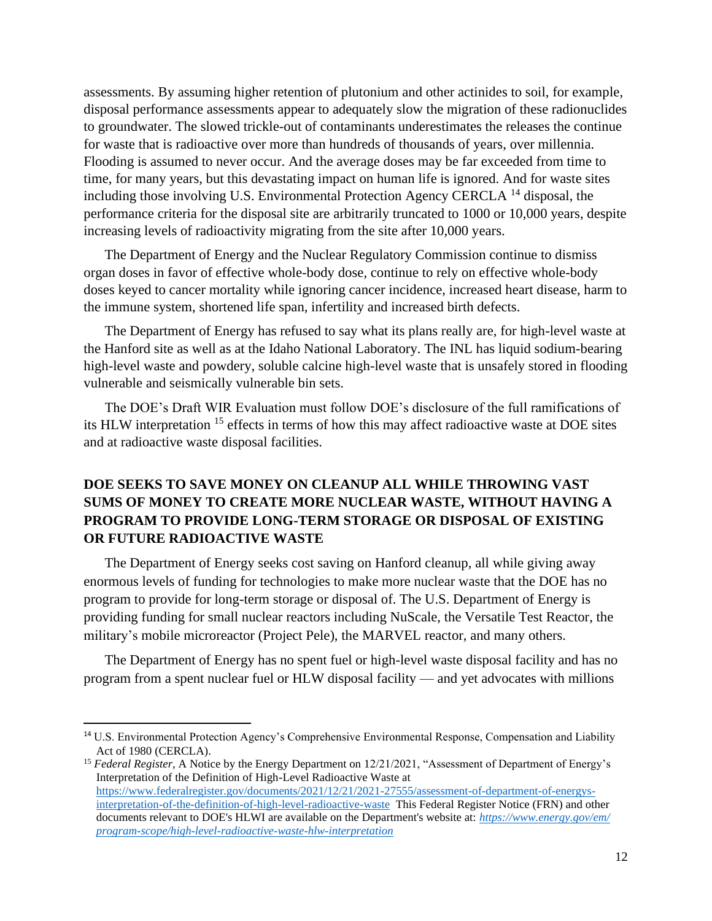assessments. By assuming higher retention of plutonium and other actinides to soil, for example, disposal performance assessments appear to adequately slow the migration of these radionuclides to groundwater. The slowed trickle-out of contaminants underestimates the releases the continue for waste that is radioactive over more than hundreds of thousands of years, over millennia. Flooding is assumed to never occur. And the average doses may be far exceeded from time to time, for many years, but this devastating impact on human life is ignored. And for waste sites including those involving U.S. Environmental Protection Agency CERCLA [14] disposal, the performance criteria for the disposal site are arbitrarily truncated to 1000 or 10,000 years, despite increasing levels of radioactivity migrating from the site after 10,000 years.

The Department of Energy and the Nuclear Regulatory Commission continue to dismiss organ doses in favor of effective whole-body dose, continue to rely on effective whole-body doses keyed to cancer mortality while ignoring cancer incidence, increased heart disease, harm to the immune system, shortened life span, infertility and increased birth defects.

The Department of Energy has refused to say what its plans really are, for high-level waste at the Hanford site as well as at the Idaho National Laboratory. The INL has liquid sodium-bearing high-level waste and powdery, soluble calcine high-level waste that is unsafely stored in flooding vulnerable and seismically vulnerable bin sets.

The DOE's Draft WIR Evaluation must follow DOE's disclosure of the full ramifications of its HLW interpretation [15] effects in terms of how this may affect radioactive waste at DOE sites and at radioactive waste disposal facilities.

## DOE SEEKS TO SAVE MONEY ON CLEANUP ALL WHILE THROWING VAST SUMS OF MONEY TO CREATE MORE NUCLEAR WASTE, WITHOUT HAVING A PROGRAM TO PROVIDE LONG-TERM STORAGE OR DISPOSAL OF EXISTING OR FUTURE RADIOACTIVE WASTE

The Department of Energy seeks cost saving on Hanford cleanup, all while giving away enormous levels of funding for technologies to make more nuclear waste that the DOE has no program to provide for long-term storage or disposal of. The U.S. Department of Energy is providing funding for small nuclear reactors including NuScale, the Versatile Test Reactor, the military's mobile microreactor (Project Pele), the MARVEL reactor, and many others.

The Department of Energy has no spent fuel or high-level waste disposal facility and has no program from a spent nuclear fuel or HLW disposal facility — and yet advocates with millions

---

[14] U.S. Environmental Protection Agency's Comprehensive Environmental Response, Compensation and Liability Act of 1980 (CERCLA).

[15] *Federal Register*, A Notice by the Energy Department on 12/21/2021, "Assessment of Department of Energy's Interpretation of the Definition of High-Level Radioactive Waste at https://www.federalregister.gov/documents/2021/12/21/2021-27555/assessment-of-department-of-energys-interpretation-of-the-definition-of-high-level-radioactive-waste This Federal Register Notice (FRN) and other documents relevant to DOE's HLWI are available on the Department's website at: *https://www.energy.gov/em/program-scope/high-level-radioactive-waste-hlw-interpretation*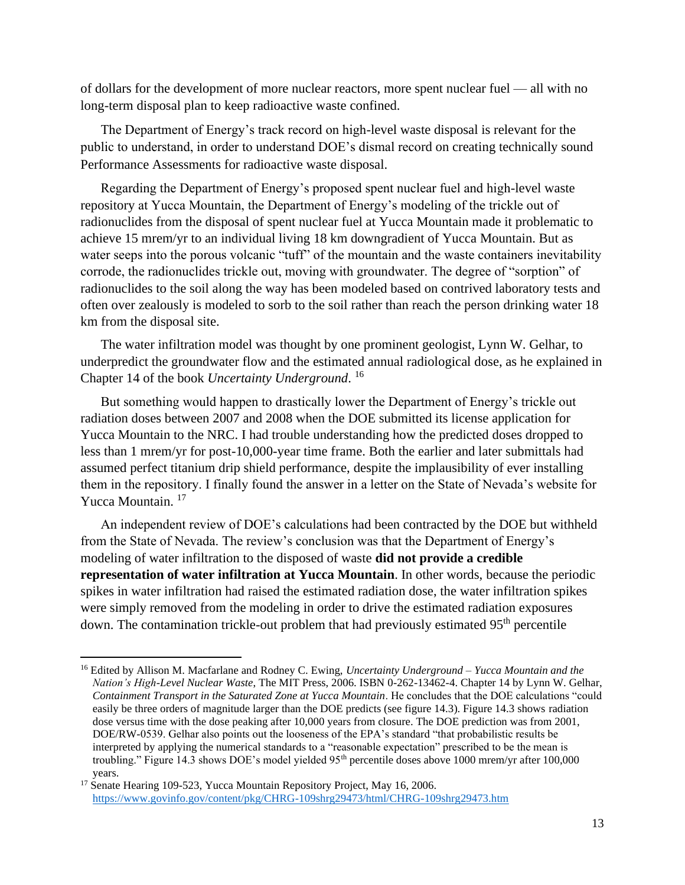of dollars for the development of more nuclear reactors, more spent nuclear fuel — all with no long-term disposal plan to keep radioactive waste confined.

The Department of Energy's track record on high-level waste disposal is relevant for the public to understand, in order to understand DOE's dismal record on creating technically sound Performance Assessments for radioactive waste disposal.

Regarding the Department of Energy's proposed spent nuclear fuel and high-level waste repository at Yucca Mountain, the Department of Energy's modeling of the trickle out of radionuclides from the disposal of spent nuclear fuel at Yucca Mountain made it problematic to achieve 15 mrem/yr to an individual living 18 km downgradient of Yucca Mountain. But as water seeps into the porous volcanic "tuff" of the mountain and the waste containers inevitability corrode, the radionuclides trickle out, moving with groundwater. The degree of "sorption" of radionuclides to the soil along the way has been modeled based on contrived laboratory tests and often over zealously is modeled to sorb to the soil rather than reach the person drinking water 18 km from the disposal site.

The water infiltration model was thought by one prominent geologist, Lynn W. Gelhar, to underpredict the groundwater flow and the estimated annual radiological dose, as he explained in Chapter 14 of the book *Uncertainty Underground*. [16]

But something would happen to drastically lower the Department of Energy's trickle out radiation doses between 2007 and 2008 when the DOE submitted its license application for Yucca Mountain to the NRC. I had trouble understanding how the predicted doses dropped to less than 1 mrem/yr for post-10,000-year time frame. Both the earlier and later submittals had assumed perfect titanium drip shield performance, despite the implausibility of ever installing them in the repository. I finally found the answer in a letter on the State of Nevada's website for Yucca Mountain. [17]

An independent review of DOE's calculations had been contracted by the DOE but withheld from the State of Nevada. The review's conclusion was that the Department of Energy's modeling of water infiltration to the disposed of waste **did not provide a credible representation of water infiltration at Yucca Mountain**. In other words, because the periodic spikes in water infiltration had raised the estimated radiation dose, the water infiltration spikes were simply removed from the modeling in order to drive the estimated radiation exposures down. The contamination trickle-out problem that had previously estimated 95th percentile

---

[16] Edited by Allison M. Macfarlane and Rodney C. Ewing, *Uncertainty Underground – Yucca Mountain and the Nation's High-Level Nuclear Waste*, The MIT Press, 2006. ISBN 0-262-13462-4. Chapter 14 by Lynn W. Gelhar, *Containment Transport in the Saturated Zone at Yucca Mountain*. He concludes that the DOE calculations "could easily be three orders of magnitude larger than the DOE predicts (see figure 14.3). Figure 14.3 shows radiation dose versus time with the dose peaking after 10,000 years from closure. The DOE prediction was from 2001, DOE/RW-0539. Gelhar also points out the looseness of the EPA's standard "that probabilistic results be interpreted by applying the numerical standards to a "reasonable expectation" prescribed to be the mean is troubling." Figure 14.3 shows DOE's model yielded 95th percentile doses above 1000 mrem/yr after 100,000 years.

[17] Senate Hearing 109-523, Yucca Mountain Repository Project, May 16, 2006. https://www.govinfo.gov/content/pkg/CHRG-109shrg29473/html/CHRG-109shrg29473.htm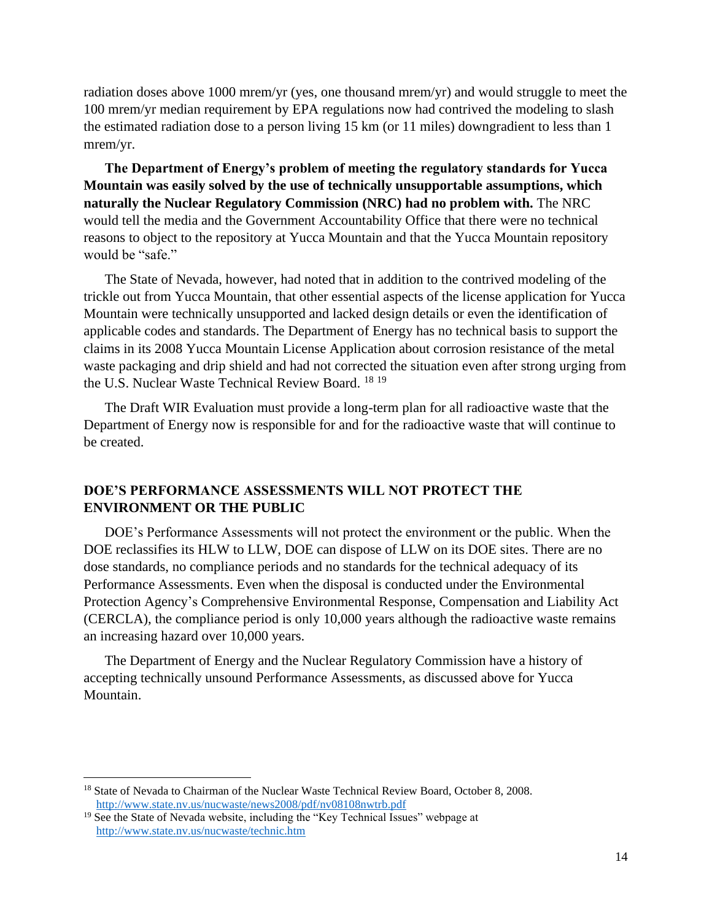radiation doses above 1000 mrem/yr (yes, one thousand mrem/yr) and would struggle to meet the 100 mrem/yr median requirement by EPA regulations now had contrived the modeling to slash the estimated radiation dose to a person living 15 km (or 11 miles) downgradient to less than 1 mrem/yr.

**The Department of Energy's problem of meeting the regulatory standards for Yucca Mountain was easily solved by the use of technically unsupportable assumptions, which naturally the Nuclear Regulatory Commission (NRC) had no problem with.** The NRC would tell the media and the Government Accountability Office that there were no technical reasons to object to the repository at Yucca Mountain and that the Yucca Mountain repository would be "safe."

The State of Nevada, however, had noted that in addition to the contrived modeling of the trickle out from Yucca Mountain, that other essential aspects of the license application for Yucca Mountain were technically unsupported and lacked design details or even the identification of applicable codes and standards. The Department of Energy has no technical basis to support the claims in its 2008 Yucca Mountain License Application about corrosion resistance of the metal waste packaging and drip shield and had not corrected the situation even after strong urging from the U.S. Nuclear Waste Technical Review Board. [18] [19]

The Draft WIR Evaluation must provide a long-term plan for all radioactive waste that the Department of Energy now is responsible for and for the radioactive waste that will continue to be created.

## DOE'S PERFORMANCE ASSESSMENTS WILL NOT PROTECT THE ENVIRONMENT OR THE PUBLIC

DOE's Performance Assessments will not protect the environment or the public. When the DOE reclassifies its HLW to LLW, DOE can dispose of LLW on its DOE sites. There are no dose standards, no compliance periods and no standards for the technical adequacy of its Performance Assessments. Even when the disposal is conducted under the Environmental Protection Agency's Comprehensive Environmental Response, Compensation and Liability Act (CERCLA), the compliance period is only 10,000 years although the radioactive waste remains an increasing hazard over 10,000 years.

The Department of Energy and the Nuclear Regulatory Commission have a history of accepting technically unsound Performance Assessments, as discussed above for Yucca Mountain.

---

[18] State of Nevada to Chairman of the Nuclear Waste Technical Review Board, October 8, 2008. http://www.state.nv.us/nucwaste/news2008/pdf/nv08108nwtrb.pdf

[19] See the State of Nevada website, including the "Key Technical Issues" webpage at http://www.state.nv.us/nucwaste/technic.htm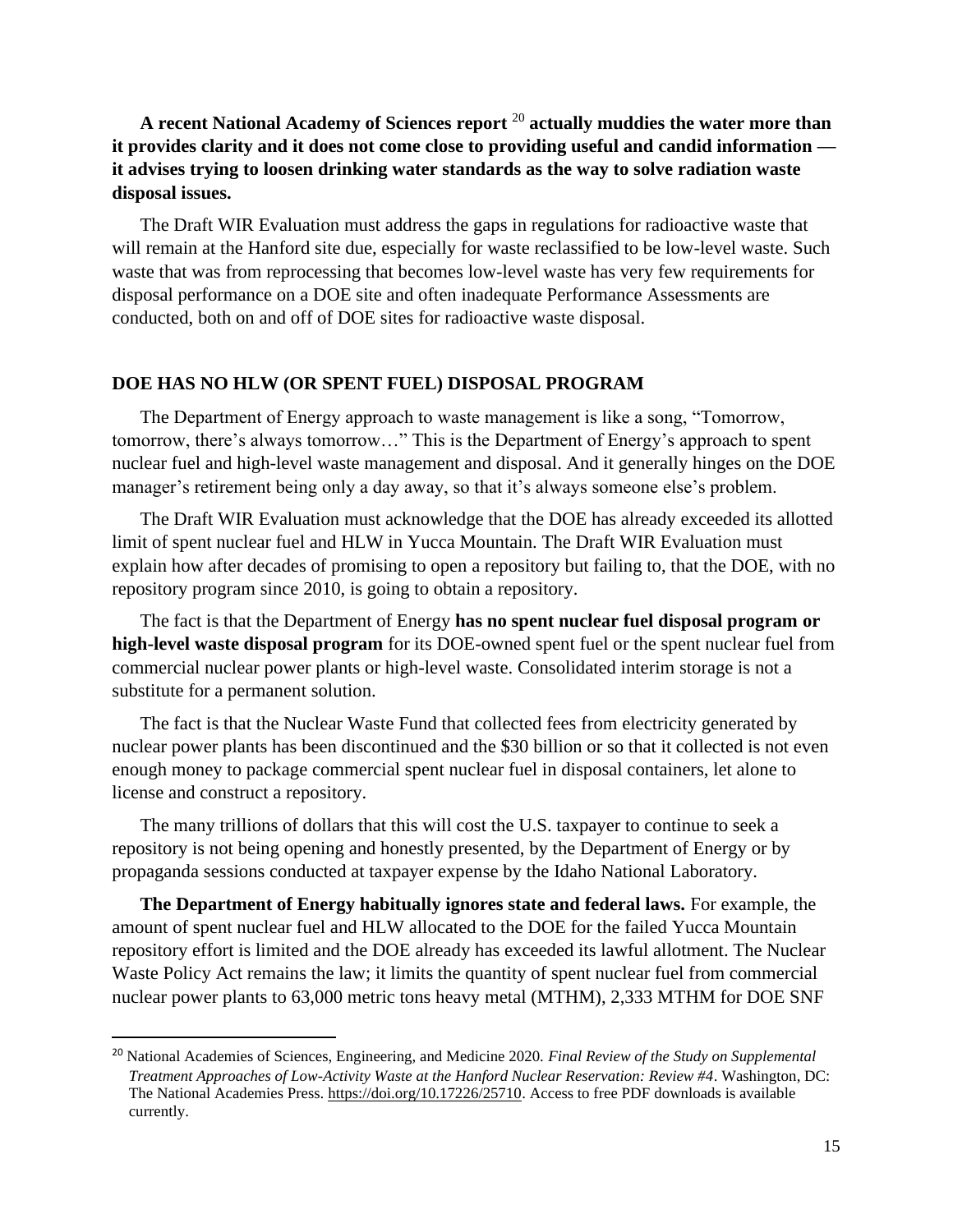**A recent National Academy of Sciences report [20] actually muddies the water more than it provides clarity and it does not come close to providing useful and candid information — it advises trying to loosen drinking water standards as the way to solve radiation waste disposal issues.**

The Draft WIR Evaluation must address the gaps in regulations for radioactive waste that will remain at the Hanford site due, especially for waste reclassified to be low-level waste. Such waste that was from reprocessing that becomes low-level waste has very few requirements for disposal performance on a DOE site and often inadequate Performance Assessments are conducted, both on and off of DOE sites for radioactive waste disposal.

## DOE HAS NO HLW (OR SPENT FUEL) DISPOSAL PROGRAM

The Department of Energy approach to waste management is like a song, "Tomorrow, tomorrow, there's always tomorrow…" This is the Department of Energy's approach to spent nuclear fuel and high-level waste management and disposal. And it generally hinges on the DOE manager's retirement being only a day away, so that it's always someone else's problem.

The Draft WIR Evaluation must acknowledge that the DOE has already exceeded its allotted limit of spent nuclear fuel and HLW in Yucca Mountain. The Draft WIR Evaluation must explain how after decades of promising to open a repository but failing to, that the DOE, with no repository program since 2010, is going to obtain a repository.

The fact is that the Department of Energy **has no spent nuclear fuel disposal program or high-level waste disposal program** for its DOE-owned spent fuel or the spent nuclear fuel from commercial nuclear power plants or high-level waste. Consolidated interim storage is not a substitute for a permanent solution.

The fact is that the Nuclear Waste Fund that collected fees from electricity generated by nuclear power plants has been discontinued and the $30 billion or so that it collected is not even enough money to package commercial spent nuclear fuel in disposal containers, let alone to license and construct a repository.

The many trillions of dollars that this will cost the U.S. taxpayer to continue to seek a repository is not being opening and honestly presented, by the Department of Energy or by propaganda sessions conducted at taxpayer expense by the Idaho National Laboratory.

**The Department of Energy habitually ignores state and federal laws.** For example, the amount of spent nuclear fuel and HLW allocated to the DOE for the failed Yucca Mountain repository effort is limited and the DOE already has exceeded its lawful allotment. The Nuclear Waste Policy Act remains the law; it limits the quantity of spent nuclear fuel from commercial nuclear power plants to 63,000 metric tons heavy metal (MTHM), 2,333 MTHM for DOE SNF

---

[20] National Academies of Sciences, Engineering, and Medicine 2020. *Final Review of the Study on Supplemental Treatment Approaches of Low-Activity Waste at the Hanford Nuclear Reservation: Review #4*. Washington, DC: The National Academies Press. https://doi.org/10.17226/25710. Access to free PDF downloads is available currently.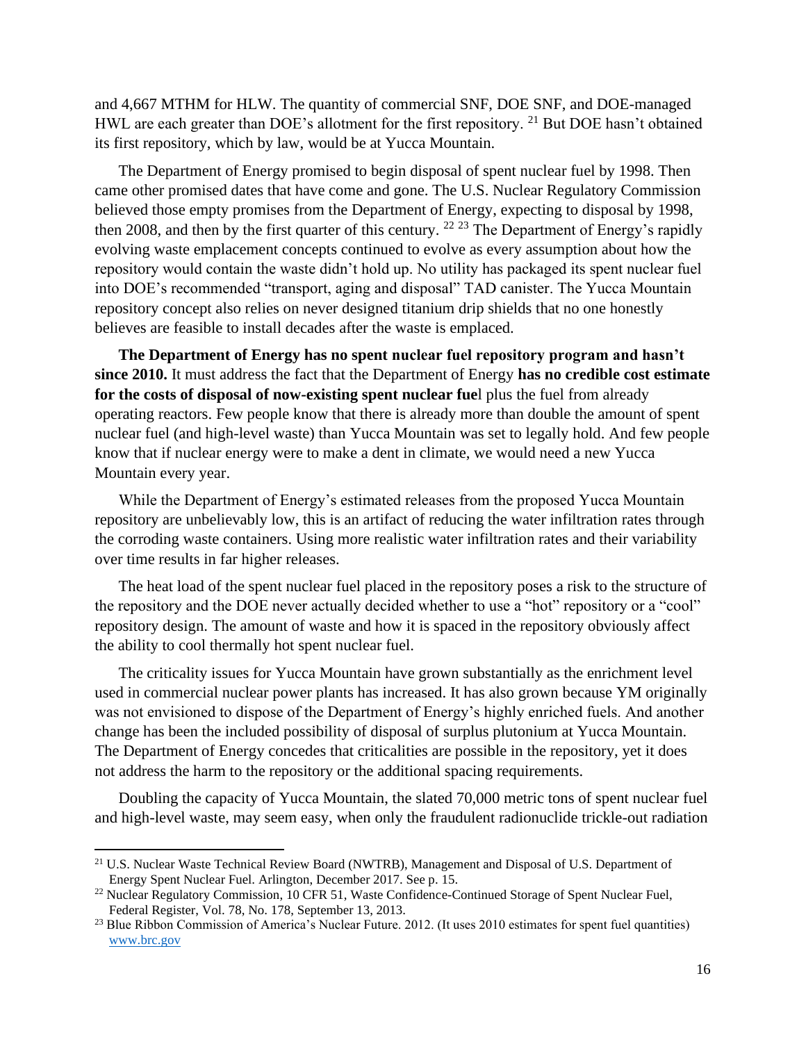and 4,667 MTHM for HLW. The quantity of commercial SNF, DOE SNF, and DOE-managed HWL are each greater than DOE's allotment for the first repository. [21] But DOE hasn't obtained its first repository, which by law, would be at Yucca Mountain.

The Department of Energy promised to begin disposal of spent nuclear fuel by 1998. Then came other promised dates that have come and gone. The U.S. Nuclear Regulatory Commission believed those empty promises from the Department of Energy, expecting to disposal by 1998, then 2008, and then by the first quarter of this century. [22] [23] The Department of Energy's rapidly evolving waste emplacement concepts continued to evolve as every assumption about how the repository would contain the waste didn't hold up. No utility has packaged its spent nuclear fuel into DOE's recommended "transport, aging and disposal" TAD canister. The Yucca Mountain repository concept also relies on never designed titanium drip shields that no one honestly believes are feasible to install decades after the waste is emplaced.

**The Department of Energy has no spent nuclear fuel repository program and hasn't since 2010.** It must address the fact that the Department of Energy **has no credible cost estimate for the costs of disposal of now-existing spent nuclear fue**l plus the fuel from already operating reactors. Few people know that there is already more than double the amount of spent nuclear fuel (and high-level waste) than Yucca Mountain was set to legally hold. And few people know that if nuclear energy were to make a dent in climate, we would need a new Yucca Mountain every year.

While the Department of Energy's estimated releases from the proposed Yucca Mountain repository are unbelievably low, this is an artifact of reducing the water infiltration rates through the corroding waste containers. Using more realistic water infiltration rates and their variability over time results in far higher releases.

The heat load of the spent nuclear fuel placed in the repository poses a risk to the structure of the repository and the DOE never actually decided whether to use a "hot" repository or a "cool" repository design. The amount of waste and how it is spaced in the repository obviously affect the ability to cool thermally hot spent nuclear fuel.

The criticality issues for Yucca Mountain have grown substantially as the enrichment level used in commercial nuclear power plants has increased. It has also grown because YM originally was not envisioned to dispose of the Department of Energy's highly enriched fuels. And another change has been the included possibility of disposal of surplus plutonium at Yucca Mountain. The Department of Energy concedes that criticalities are possible in the repository, yet it does not address the harm to the repository or the additional spacing requirements.

Doubling the capacity of Yucca Mountain, the slated 70,000 metric tons of spent nuclear fuel and high-level waste, may seem easy, when only the fraudulent radionuclide trickle-out radiation

---

[21] U.S. Nuclear Waste Technical Review Board (NWTRB), Management and Disposal of U.S. Department of Energy Spent Nuclear Fuel. Arlington, December 2017. See p. 15.

[22] Nuclear Regulatory Commission, 10 CFR 51, Waste Confidence-Continued Storage of Spent Nuclear Fuel, Federal Register, Vol. 78, No. 178, September 13, 2013.

[23] Blue Ribbon Commission of America's Nuclear Future. 2012. (It uses 2010 estimates for spent fuel quantities) www.brc.gov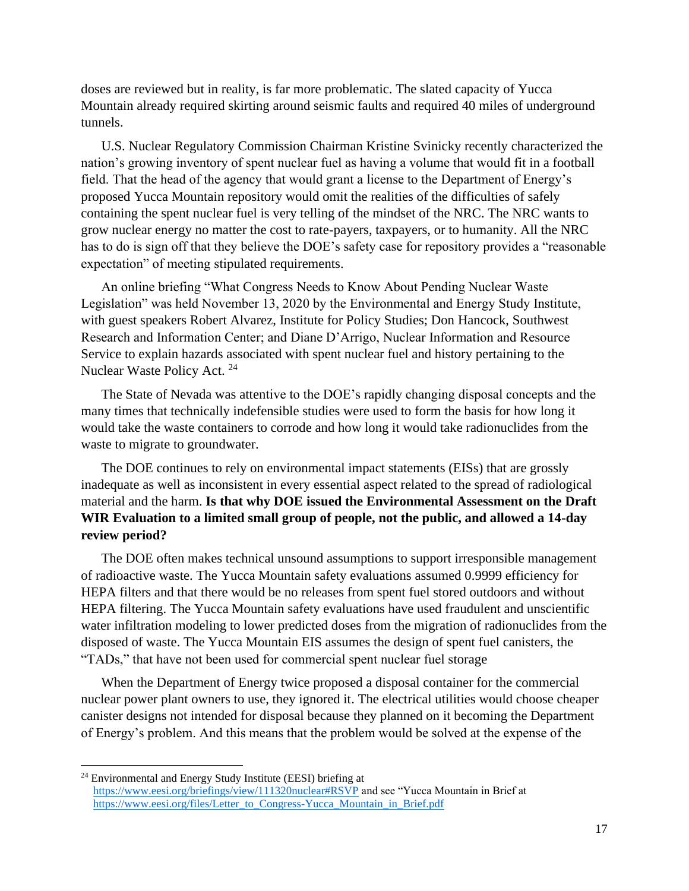doses are reviewed but in reality, is far more problematic. The slated capacity of Yucca Mountain already required skirting around seismic faults and required 40 miles of underground tunnels.

U.S. Nuclear Regulatory Commission Chairman Kristine Svinicky recently characterized the nation's growing inventory of spent nuclear fuel as having a volume that would fit in a football field. That the head of the agency that would grant a license to the Department of Energy's proposed Yucca Mountain repository would omit the realities of the difficulties of safely containing the spent nuclear fuel is very telling of the mindset of the NRC. The NRC wants to grow nuclear energy no matter the cost to rate-payers, taxpayers, or to humanity. All the NRC has to do is sign off that they believe the DOE's safety case for repository provides a "reasonable expectation" of meeting stipulated requirements.

An online briefing "What Congress Needs to Know About Pending Nuclear Waste Legislation" was held November 13, 2020 by the Environmental and Energy Study Institute, with guest speakers Robert Alvarez, Institute for Policy Studies; Don Hancock, Southwest Research and Information Center; and Diane D'Arrigo, Nuclear Information and Resource Service to explain hazards associated with spent nuclear fuel and history pertaining to the Nuclear Waste Policy Act. [24]

The State of Nevada was attentive to the DOE's rapidly changing disposal concepts and the many times that technically indefensible studies were used to form the basis for how long it would take the waste containers to corrode and how long it would take radionuclides from the waste to migrate to groundwater.

The DOE continues to rely on environmental impact statements (EISs) that are grossly inadequate as well as inconsistent in every essential aspect related to the spread of radiological material and the harm. **Is that why DOE issued the Environmental Assessment on the Draft WIR Evaluation to a limited small group of people, not the public, and allowed a 14-day review period?**

The DOE often makes technical unsound assumptions to support irresponsible management of radioactive waste. The Yucca Mountain safety evaluations assumed 0.9999 efficiency for HEPA filters and that there would be no releases from spent fuel stored outdoors and without HEPA filtering. The Yucca Mountain safety evaluations have used fraudulent and unscientific water infiltration modeling to lower predicted doses from the migration of radionuclides from the disposed of waste. The Yucca Mountain EIS assumes the design of spent fuel canisters, the "TADs," that have not been used for commercial spent nuclear fuel storage

When the Department of Energy twice proposed a disposal container for the commercial nuclear power plant owners to use, they ignored it. The electrical utilities would choose cheaper canister designs not intended for disposal because they planned on it becoming the Department of Energy's problem. And this means that the problem would be solved at the expense of the

---

[24] Environmental and Energy Study Institute (EESI) briefing at https://www.eesi.org/briefings/view/111320nuclear#RSVP and see "Yucca Mountain in Brief at https://www.eesi.org/files/Letter_to_Congress-Yucca_Mountain_in_Brief.pdf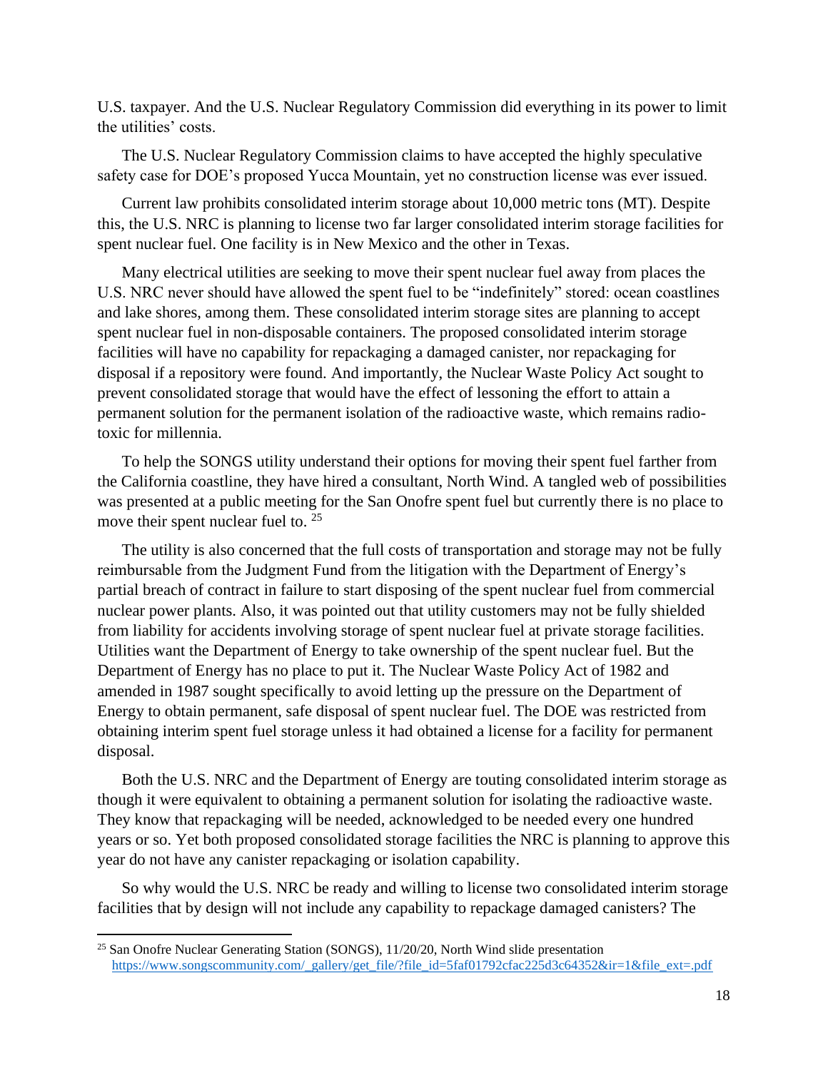U.S. taxpayer. And the U.S. Nuclear Regulatory Commission did everything in its power to limit the utilities' costs.

The U.S. Nuclear Regulatory Commission claims to have accepted the highly speculative safety case for DOE's proposed Yucca Mountain, yet no construction license was ever issued.

Current law prohibits consolidated interim storage about 10,000 metric tons (MT). Despite this, the U.S. NRC is planning to license two far larger consolidated interim storage facilities for spent nuclear fuel. One facility is in New Mexico and the other in Texas.

Many electrical utilities are seeking to move their spent nuclear fuel away from places the U.S. NRC never should have allowed the spent fuel to be "indefinitely" stored: ocean coastlines and lake shores, among them. These consolidated interim storage sites are planning to accept spent nuclear fuel in non-disposable containers. The proposed consolidated interim storage facilities will have no capability for repackaging a damaged canister, nor repackaging for disposal if a repository were found. And importantly, the Nuclear Waste Policy Act sought to prevent consolidated storage that would have the effect of lessoning the effort to attain a permanent solution for the permanent isolation of the radioactive waste, which remains radio-toxic for millennia.

To help the SONGS utility understand their options for moving their spent fuel farther from the California coastline, they have hired a consultant, North Wind. A tangled web of possibilities was presented at a public meeting for the San Onofre spent fuel but currently there is no place to move their spent nuclear fuel to. [25]

The utility is also concerned that the full costs of transportation and storage may not be fully reimbursable from the Judgment Fund from the litigation with the Department of Energy's partial breach of contract in failure to start disposing of the spent nuclear fuel from commercial nuclear power plants. Also, it was pointed out that utility customers may not be fully shielded from liability for accidents involving storage of spent nuclear fuel at private storage facilities. Utilities want the Department of Energy to take ownership of the spent nuclear fuel. But the Department of Energy has no place to put it. The Nuclear Waste Policy Act of 1982 and amended in 1987 sought specifically to avoid letting up the pressure on the Department of Energy to obtain permanent, safe disposal of spent nuclear fuel. The DOE was restricted from obtaining interim spent fuel storage unless it had obtained a license for a facility for permanent disposal.

Both the U.S. NRC and the Department of Energy are touting consolidated interim storage as though it were equivalent to obtaining a permanent solution for isolating the radioactive waste. They know that repackaging will be needed, acknowledged to be needed every one hundred years or so. Yet both proposed consolidated storage facilities the NRC is planning to approve this year do not have any canister repackaging or isolation capability.

So why would the U.S. NRC be ready and willing to license two consolidated interim storage facilities that by design will not include any capability to repackage damaged canisters? The

---

[25] San Onofre Nuclear Generating Station (SONGS), 11/20/20, North Wind slide presentation https://www.songscommunity.com/_gallery/get_file/?file_id=5faf01792cfac225d3c64352&ir=1&file_ext=.pdf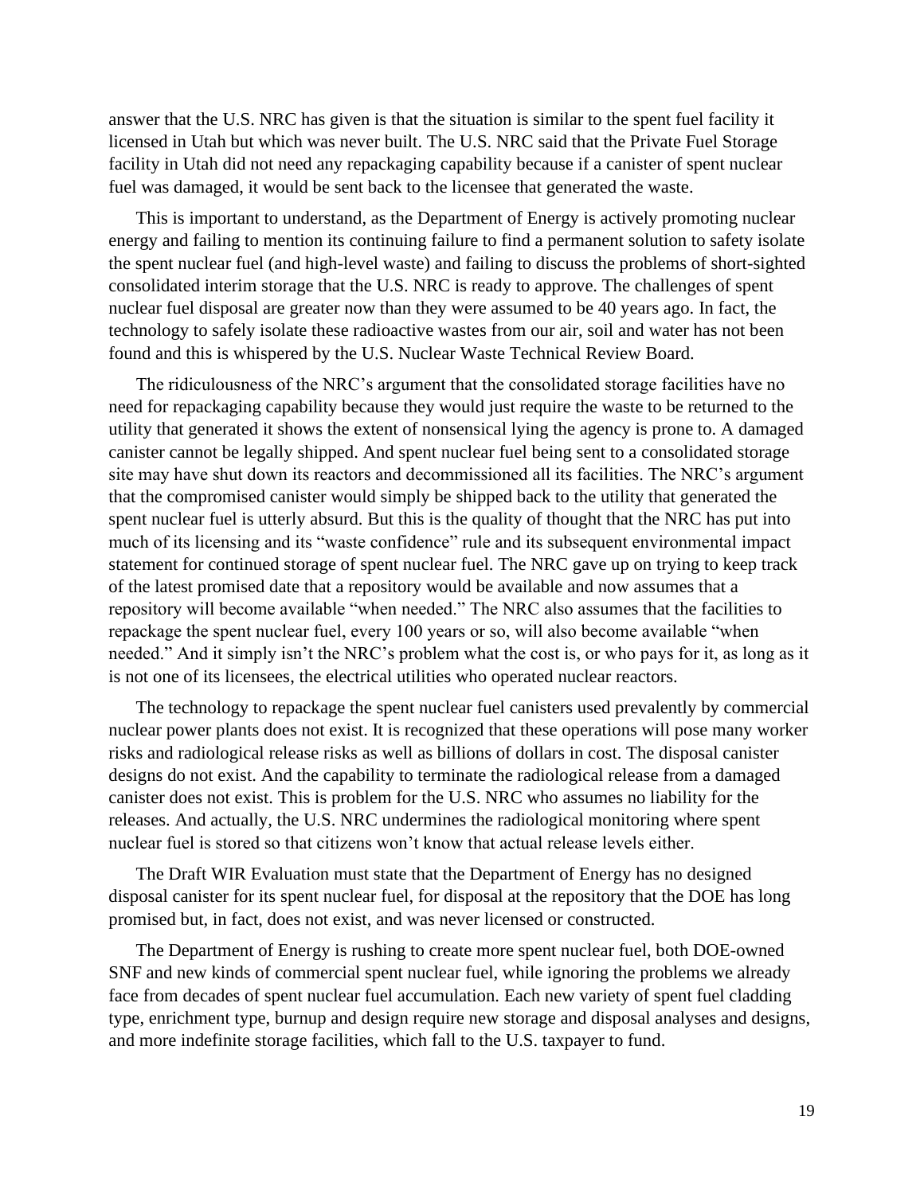answer that the U.S. NRC has given is that the situation is similar to the spent fuel facility it licensed in Utah but which was never built. The U.S. NRC said that the Private Fuel Storage facility in Utah did not need any repackaging capability because if a canister of spent nuclear fuel was damaged, it would be sent back to the licensee that generated the waste.

This is important to understand, as the Department of Energy is actively promoting nuclear energy and failing to mention its continuing failure to find a permanent solution to safety isolate the spent nuclear fuel (and high-level waste) and failing to discuss the problems of short-sighted consolidated interim storage that the U.S. NRC is ready to approve. The challenges of spent nuclear fuel disposal are greater now than they were assumed to be 40 years ago. In fact, the technology to safely isolate these radioactive wastes from our air, soil and water has not been found and this is whispered by the U.S. Nuclear Waste Technical Review Board.

The ridiculousness of the NRC's argument that the consolidated storage facilities have no need for repackaging capability because they would just require the waste to be returned to the utility that generated it shows the extent of nonsensical lying the agency is prone to. A damaged canister cannot be legally shipped. And spent nuclear fuel being sent to a consolidated storage site may have shut down its reactors and decommissioned all its facilities. The NRC's argument that the compromised canister would simply be shipped back to the utility that generated the spent nuclear fuel is utterly absurd. But this is the quality of thought that the NRC has put into much of its licensing and its "waste confidence" rule and its subsequent environmental impact statement for continued storage of spent nuclear fuel. The NRC gave up on trying to keep track of the latest promised date that a repository would be available and now assumes that a repository will become available "when needed." The NRC also assumes that the facilities to repackage the spent nuclear fuel, every 100 years or so, will also become available "when needed." And it simply isn't the NRC's problem what the cost is, or who pays for it, as long as it is not one of its licensees, the electrical utilities who operated nuclear reactors.

The technology to repackage the spent nuclear fuel canisters used prevalently by commercial nuclear power plants does not exist. It is recognized that these operations will pose many worker risks and radiological release risks as well as billions of dollars in cost. The disposal canister designs do not exist. And the capability to terminate the radiological release from a damaged canister does not exist. This is problem for the U.S. NRC who assumes no liability for the releases. And actually, the U.S. NRC undermines the radiological monitoring where spent nuclear fuel is stored so that citizens won't know that actual release levels either.

The Draft WIR Evaluation must state that the Department of Energy has no designed disposal canister for its spent nuclear fuel, for disposal at the repository that the DOE has long promised but, in fact, does not exist, and was never licensed or constructed.

The Department of Energy is rushing to create more spent nuclear fuel, both DOE-owned SNF and new kinds of commercial spent nuclear fuel, while ignoring the problems we already face from decades of spent nuclear fuel accumulation. Each new variety of spent fuel cladding type, enrichment type, burnup and design require new storage and disposal analyses and designs, and more indefinite storage facilities, which fall to the U.S. taxpayer to fund.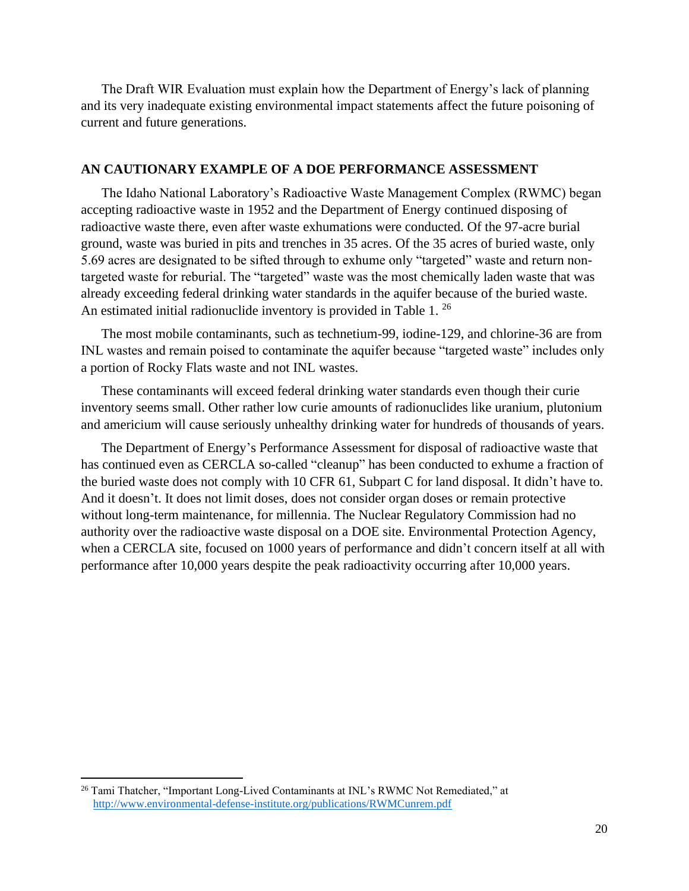The Draft WIR Evaluation must explain how the Department of Energy's lack of planning and its very inadequate existing environmental impact statements affect the future poisoning of current and future generations.

## AN CAUTIONARY EXAMPLE OF A DOE PERFORMANCE ASSESSMENT

The Idaho National Laboratory's Radioactive Waste Management Complex (RWMC) began accepting radioactive waste in 1952 and the Department of Energy continued disposing of radioactive waste there, even after waste exhumations were conducted. Of the 97-acre burial ground, waste was buried in pits and trenches in 35 acres. Of the 35 acres of buried waste, only 5.69 acres are designated to be sifted through to exhume only "targeted" waste and return non-targeted waste for reburial. The "targeted" waste was the most chemically laden waste that was already exceeding federal drinking water standards in the aquifer because of the buried waste. An estimated initial radionuclide inventory is provided in Table 1. [26]

The most mobile contaminants, such as technetium-99, iodine-129, and chlorine-36 are from INL wastes and remain poised to contaminate the aquifer because "targeted waste" includes only a portion of Rocky Flats waste and not INL wastes.

These contaminants will exceed federal drinking water standards even though their curie inventory seems small. Other rather low curie amounts of radionuclides like uranium, plutonium and americium will cause seriously unhealthy drinking water for hundreds of thousands of years.

The Department of Energy's Performance Assessment for disposal of radioactive waste that has continued even as CERCLA so-called "cleanup" has been conducted to exhume a fraction of the buried waste does not comply with 10 CFR 61, Subpart C for land disposal. It didn't have to. And it doesn't. It does not limit doses, does not consider organ doses or remain protective without long-term maintenance, for millennia. The Nuclear Regulatory Commission had no authority over the radioactive waste disposal on a DOE site. Environmental Protection Agency, when a CERCLA site, focused on 1000 years of performance and didn't concern itself at all with performance after 10,000 years despite the peak radioactivity occurring after 10,000 years.

---

[26] Tami Thatcher, "Important Long-Lived Contaminants at INL's RWMC Not Remediated," at http://www.environmental-defense-institute.org/publications/RWMCunrem.pdf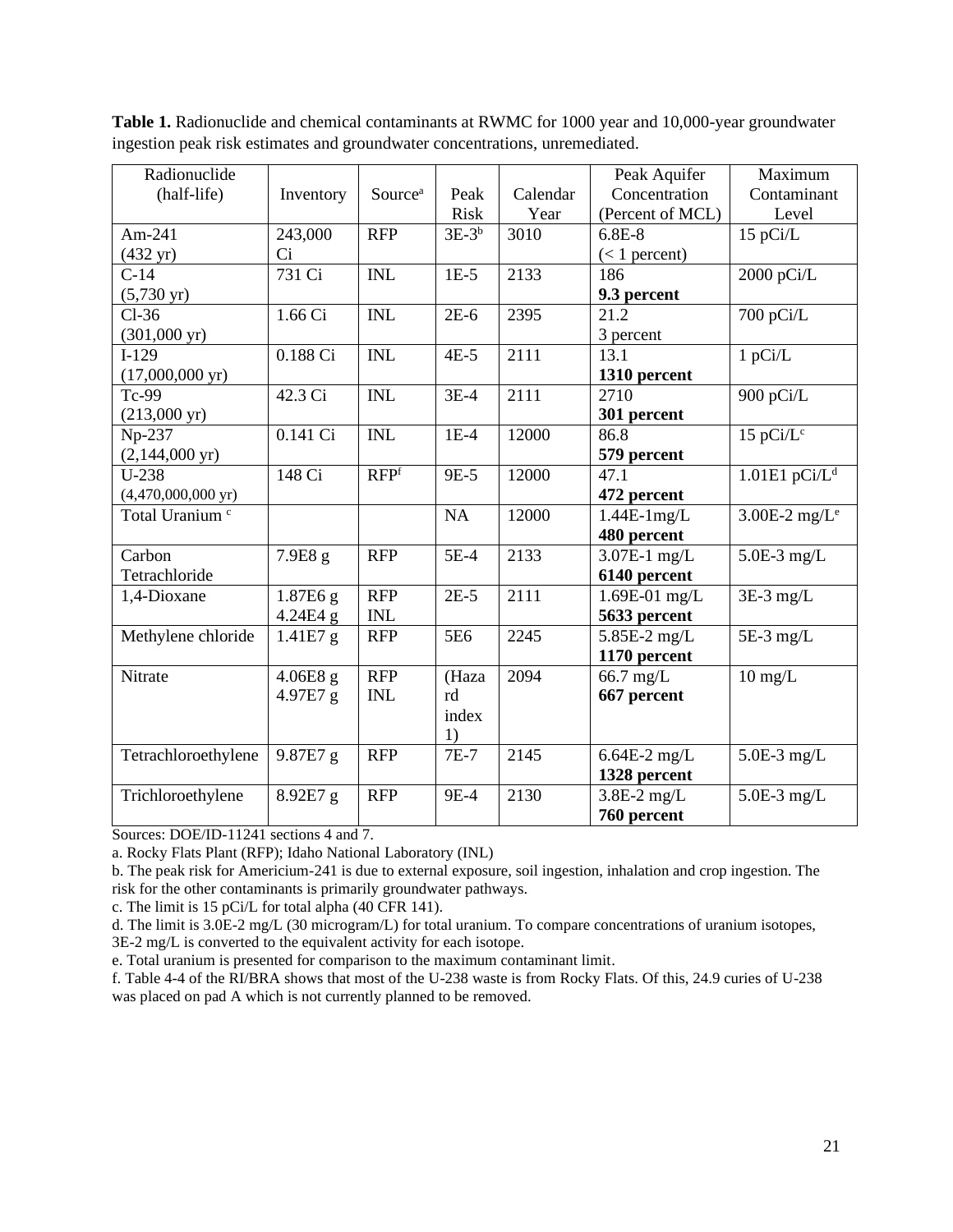**Table 1.** Radionuclide and chemical contaminants at RWMC for 1000 year and 10,000-year groundwater ingestion peak risk estimates and groundwater concentrations, unremediated.

| Radionuclide (half-life) | Inventory | Source[a] | Peak Risk | Calendar Year | Peak Aquifer Concentration (Percent of MCL) | Maximum Contaminant Level |
|---|---|---|---|---|---|---|
| Am-241 (432 yr) | 243,000 Ci | RFP | 3E-3[b] | 3010 | 6.8E-8 (< 1 percent) | 15 pCi/L |
| C-14 (5,730 yr) | 731 Ci | INL | 1E-5 | 2133 | 186 **9.3 percent** | 2000 pCi/L |
| Cl-36 (301,000 yr) | 1.66 Ci | INL | 2E-6 | 2395 | 21.2 3 percent | 700 pCi/L |
| I-129 (17,000,000 yr) | 0.188 Ci | INL | 4E-5 | 2111 | 13.1 **1310 percent** | 1 pCi/L |
| Tc-99 (213,000 yr) | 42.3 Ci | INL | 3E-4 | 2111 | 2710 **301 percent** | 900 pCi/L |
| Np-237 (2,144,000 yr) | 0.141 Ci | INL | 1E-4 | 12000 | 86.8 **579 percent** | 15 pCi/L[c] |
| U-238 (4,470,000,000 yr) | 148 Ci | RFP[f] | 9E-5 | 12000 | 47.1 **472 percent** | 1.01E1 pCi/L[d] |
| Total Uranium [c] | | | NA | 12000 | 1.44E-1mg/L **480 percent** | 3.00E-2 mg/L[e] |
| Carbon Tetrachloride | 7.9E8 g | RFP | 5E-4 | 2133 | 3.07E-1 mg/L **6140 percent** | 5.0E-3 mg/L |
| 1,4-Dioxane | 1.87E6 g 4.24E4 g | RFP INL | 2E-5 | 2111 | 1.69E-01 mg/L **5633 percent** | 3E-3 mg/L |
| Methylene chloride | 1.41E7 g | RFP | 5E6 | 2245 | 5.85E-2 mg/L **1170 percent** | 5E-3 mg/L |
| Nitrate | 4.06E8 g 4.97E7 g | RFP INL | (Hazard index 1) | 2094 | 66.7 mg/L **667 percent** | 10 mg/L |
| Tetrachloroethylene | 9.87E7 g | RFP | 7E-7 | 2145 | 6.64E-2 mg/L **1328 percent** | 5.0E-3 mg/L |
| Trichloroethylene | 8.92E7 g | RFP | 9E-4 | 2130 | 3.8E-2 mg/L **760 percent** | 5.0E-3 mg/L |

Sources: DOE/ID-11241 sections 4 and 7.

a. Rocky Flats Plant (RFP); Idaho National Laboratory (INL)

b. The peak risk for Americium-241 is due to external exposure, soil ingestion, inhalation and crop ingestion. The risk for the other contaminants is primarily groundwater pathways.

c. The limit is 15 pCi/L for total alpha (40 CFR 141).

d. The limit is 3.0E-2 mg/L (30 microgram/L) for total uranium. To compare concentrations of uranium isotopes, 3E-2 mg/L is converted to the equivalent activity for each isotope.

e. Total uranium is presented for comparison to the maximum contaminant limit.

f. Table 4-4 of the RI/BRA shows that most of the U-238 waste is from Rocky Flats. Of this, 24.9 curies of U-238 was placed on pad A which is not currently planned to be removed.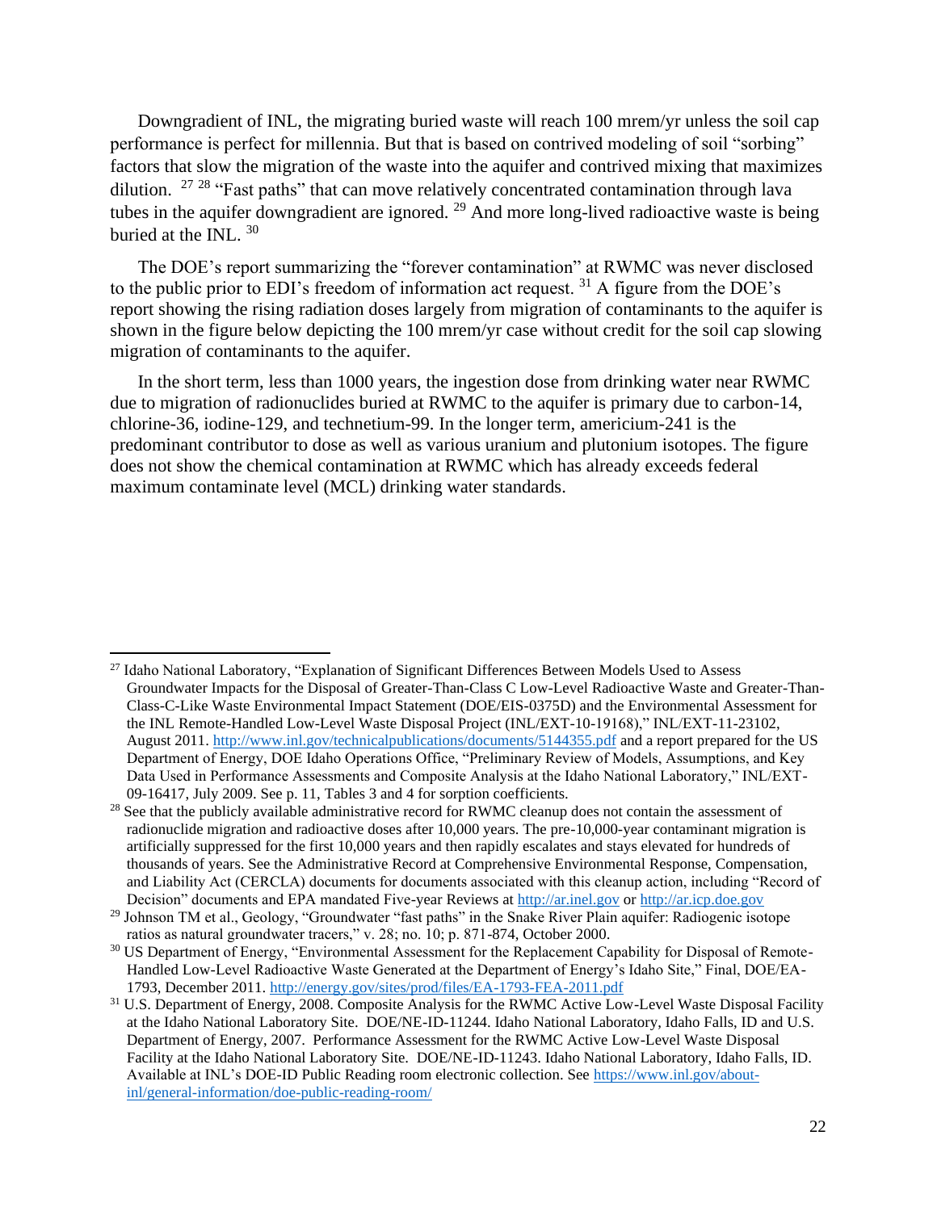Downgradient of INL, the migrating buried waste will reach 100 mrem/yr unless the soil cap performance is perfect for millennia. But that is based on contrived modeling of soil "sorbing" factors that slow the migration of the waste into the aquifer and contrived mixing that maximizes dilution. [27] [28] "Fast paths" that can move relatively concentrated contamination through lava tubes in the aquifer downgradient are ignored. [29] And more long-lived radioactive waste is being buried at the INL. [30]

The DOE's report summarizing the "forever contamination" at RWMC was never disclosed to the public prior to EDI's freedom of information act request. [31] A figure from the DOE's report showing the rising radiation doses largely from migration of contaminants to the aquifer is shown in the figure below depicting the 100 mrem/yr case without credit for the soil cap slowing migration of contaminants to the aquifer.

In the short term, less than 1000 years, the ingestion dose from drinking water near RWMC due to migration of radionuclides buried at RWMC to the aquifer is primary due to carbon-14, chlorine-36, iodine-129, and technetium-99. In the longer term, americium-241 is the predominant contributor to dose as well as various uranium and plutonium isotopes. The figure does not show the chemical contamination at RWMC which has already exceeds federal maximum contaminate level (MCL) drinking water standards.

---

[27] Idaho National Laboratory, "Explanation of Significant Differences Between Models Used to Assess Groundwater Impacts for the Disposal of Greater-Than-Class C Low-Level Radioactive Waste and Greater-Than-Class-C-Like Waste Environmental Impact Statement (DOE/EIS-0375D) and the Environmental Assessment for the INL Remote-Handled Low-Level Waste Disposal Project (INL/EXT-10-19168)," INL/EXT-11-23102, August 2011. http://www.inl.gov/technicalpublications/documents/5144355.pdf and a report prepared for the US Department of Energy, DOE Idaho Operations Office, "Preliminary Review of Models, Assumptions, and Key Data Used in Performance Assessments and Composite Analysis at the Idaho National Laboratory," INL/EXT-09-16417, July 2009. See p. 11, Tables 3 and 4 for sorption coefficients.

[28] See that the publicly available administrative record for RWMC cleanup does not contain the assessment of radionuclide migration and radioactive doses after 10,000 years. The pre-10,000-year contaminant migration is artificially suppressed for the first 10,000 years and then rapidly escalates and stays elevated for hundreds of thousands of years. See the Administrative Record at Comprehensive Environmental Response, Compensation, and Liability Act (CERCLA) documents for documents associated with this cleanup action, including "Record of Decision" documents and EPA mandated Five-year Reviews at http://ar.inel.gov or http://ar.icp.doe.gov

[29] Johnson TM et al., Geology, "Groundwater "fast paths" in the Snake River Plain aquifer: Radiogenic isotope ratios as natural groundwater tracers," v. 28; no. 10; p. 871-874, October 2000.

[30] US Department of Energy, "Environmental Assessment for the Replacement Capability for Disposal of Remote-Handled Low-Level Radioactive Waste Generated at the Department of Energy's Idaho Site," Final, DOE/EA-1793, December 2011. http://energy.gov/sites/prod/files/EA-1793-FEA-2011.pdf

[31] U.S. Department of Energy, 2008. Composite Analysis for the RWMC Active Low-Level Waste Disposal Facility at the Idaho National Laboratory Site. DOE/NE-ID-11244. Idaho National Laboratory, Idaho Falls, ID and U.S. Department of Energy, 2007. Performance Assessment for the RWMC Active Low-Level Waste Disposal Facility at the Idaho National Laboratory Site. DOE/NE-ID-11243. Idaho National Laboratory, Idaho Falls, ID. Available at INL's DOE-ID Public Reading room electronic collection. See https://www.inl.gov/about-inl/general-information/doe-public-reading-room/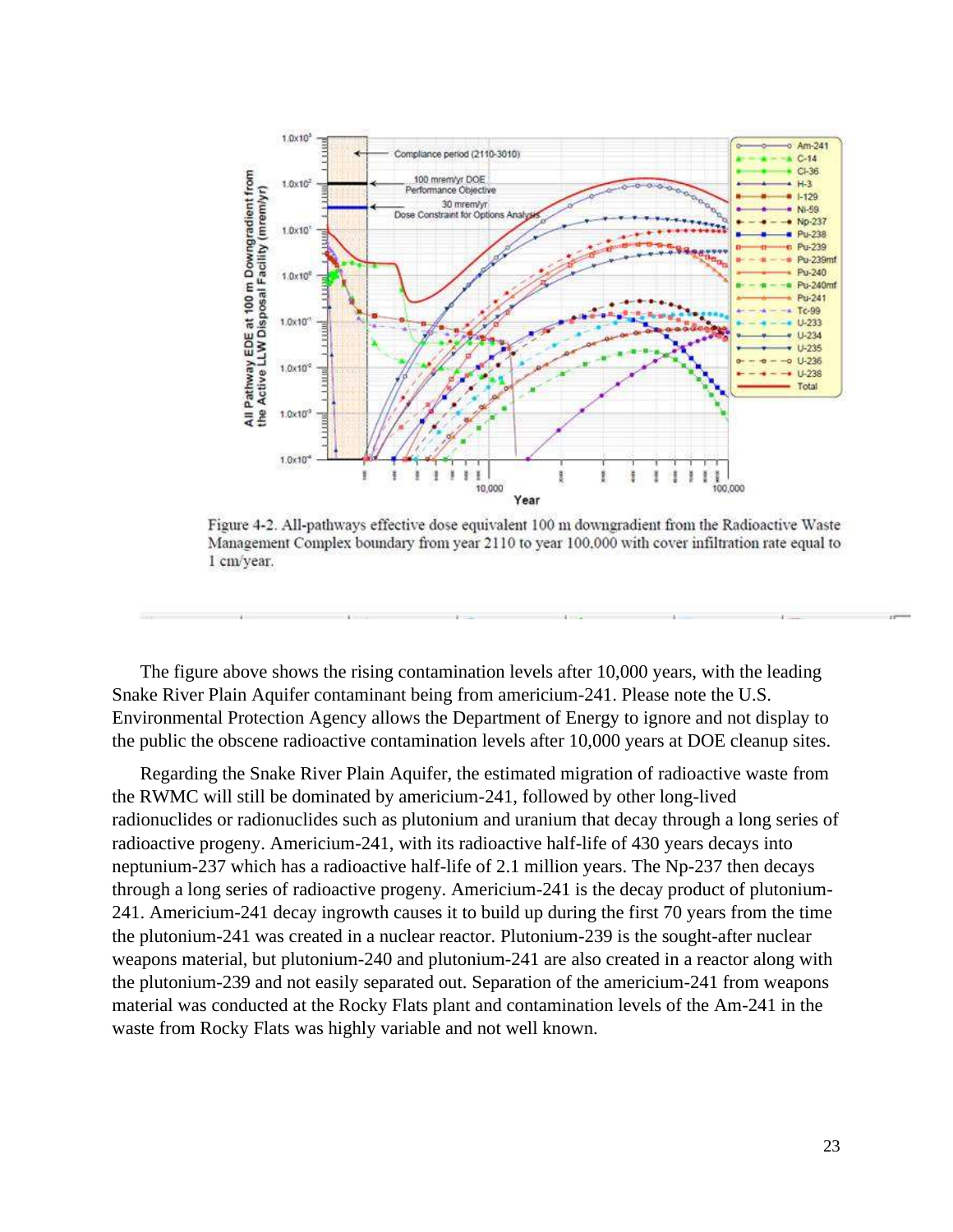Figure 4-2. All-pathways effective dose equivalent 100 m downgradient from the Radioactive Waste Management Complex boundary from year 2110 to year 100,000 with cover infiltration rate equal to 1 cm/year.

The figure above shows the rising contamination levels after 10,000 years, with the leading Snake River Plain Aquifer contaminant being from americium-241. Please note the U.S. Environmental Protection Agency allows the Department of Energy to ignore and not display to the public the obscene radioactive contamination levels after 10,000 years at DOE cleanup sites.

Regarding the Snake River Plain Aquifer, the estimated migration of radioactive waste from the RWMC will still be dominated by americium-241, followed by other long-lived radionuclides or radionuclides such as plutonium and uranium that decay through a long series of radioactive progeny. Americium-241, with its radioactive half-life of 430 years decays into neptunium-237 which has a radioactive half-life of 2.1 million years. The Np-237 then decays through a long series of radioactive progeny. Americium-241 is the decay product of plutonium-241. Americium-241 decay ingrowth causes it to build up during the first 70 years from the time the plutonium-241 was created in a nuclear reactor. Plutonium-239 is the sought-after nuclear weapons material, but plutonium-240 and plutonium-241 are also created in a reactor along with the plutonium-239 and not easily separated out. Separation of the americium-241 from weapons material was conducted at the Rocky Flats plant and contamination levels of the Am-241 in the waste from Rocky Flats was highly variable and not well known.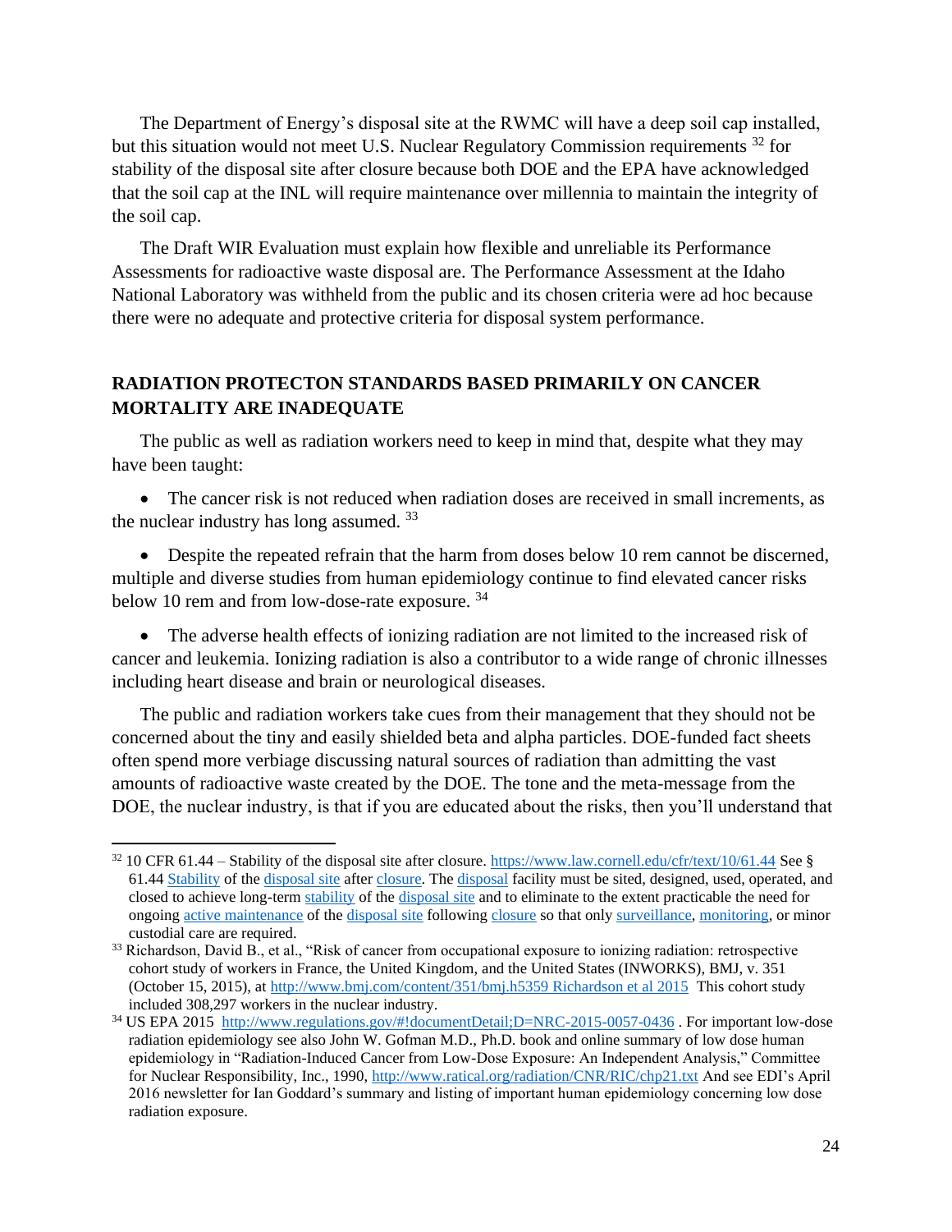The Department of Energy's disposal site at the RWMC will have a deep soil cap installed, but this situation would not meet U.S. Nuclear Regulatory Commission requirements [32] for stability of the disposal site after closure because both DOE and the EPA have acknowledged that the soil cap at the INL will require maintenance over millennia to maintain the integrity of the soil cap.

The Draft WIR Evaluation must explain how flexible and unreliable its Performance Assessments for radioactive waste disposal are. The Performance Assessment at the Idaho National Laboratory was withheld from the public and its chosen criteria were ad hoc because there were no adequate and protective criteria for disposal system performance.

## RADIATION PROTECTON STANDARDS BASED PRIMARILY ON CANCER MORTALITY ARE INADEQUATE

The public as well as radiation workers need to keep in mind that, despite what they may have been taught:

- The cancer risk is not reduced when radiation doses are received in small increments, as the nuclear industry has long assumed. [33]
- Despite the repeated refrain that the harm from doses below 10 rem cannot be discerned, multiple and diverse studies from human epidemiology continue to find elevated cancer risks below 10 rem and from low-dose-rate exposure. [34]
- The adverse health effects of ionizing radiation are not limited to the increased risk of cancer and leukemia. Ionizing radiation is also a contributor to a wide range of chronic illnesses including heart disease and brain or neurological diseases.

The public and radiation workers take cues from their management that they should not be concerned about the tiny and easily shielded beta and alpha particles. DOE-funded fact sheets often spend more verbiage discussing natural sources of radiation than admitting the vast amounts of radioactive waste created by the DOE. The tone and the meta-message from the DOE, the nuclear industry, is that if you are educated about the risks, then you'll understand that

---

[32] 10 CFR 61.44 – Stability of the disposal site after closure. https://www.law.cornell.edu/cfr/text/10/61.44 See § 61.44 Stability of the disposal site after closure. The disposal facility must be sited, designed, used, operated, and closed to achieve long-term stability of the disposal site and to eliminate to the extent practicable the need for ongoing active maintenance of the disposal site following closure so that only surveillance, monitoring, or minor custodial care are required.

[33] Richardson, David B., et al., "Risk of cancer from occupational exposure to ionizing radiation: retrospective cohort study of workers in France, the United Kingdom, and the United States (INWORKS), BMJ, v. 351 (October 15, 2015), at http://www.bmj.com/content/351/bmj.h5359 Richardson et al 2015 This cohort study included 308,297 workers in the nuclear industry.

[34] US EPA 2015 http://www.regulations.gov/#!documentDetail;D=NRC-2015-0057-0436 . For important low-dose radiation epidemiology see also John W. Gofman M.D., Ph.D. book and online summary of low dose human epidemiology in "Radiation-Induced Cancer from Low-Dose Exposure: An Independent Analysis," Committee for Nuclear Responsibility, Inc., 1990, http://www.ratical.org/radiation/CNR/RIC/chp21.txt And see EDI's April 2016 newsletter for Ian Goddard's summary and listing of important human epidemiology concerning low dose radiation exposure.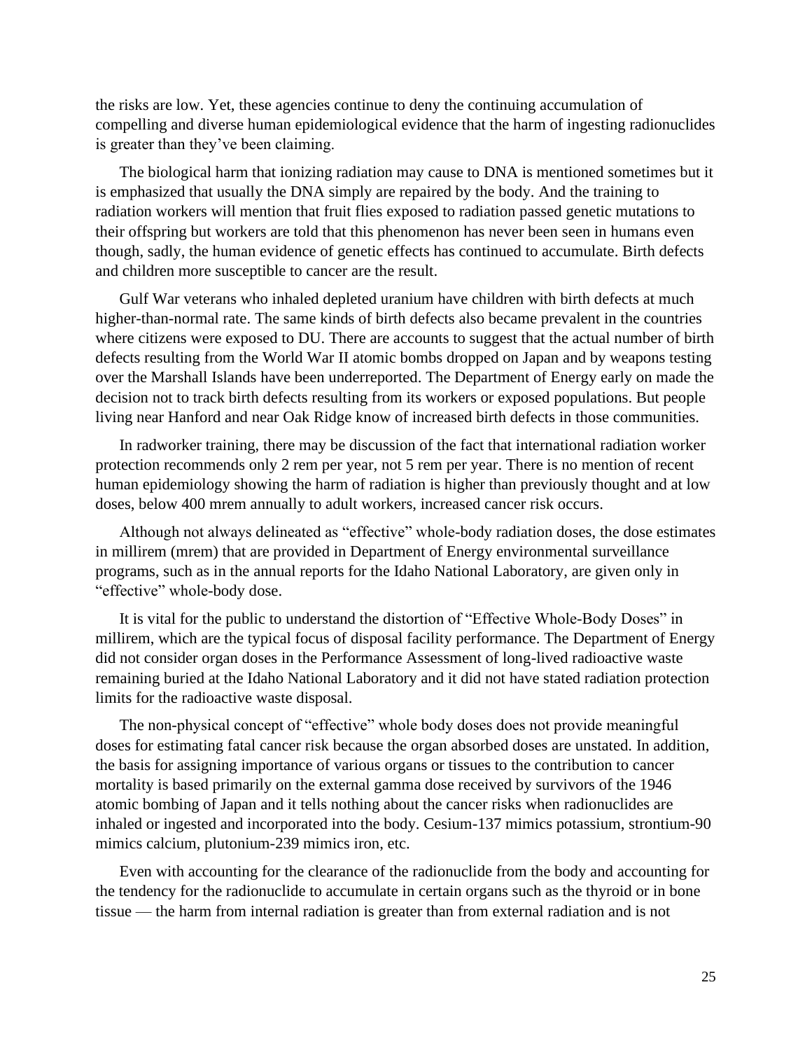the risks are low. Yet, these agencies continue to deny the continuing accumulation of compelling and diverse human epidemiological evidence that the harm of ingesting radionuclides is greater than they've been claiming.

The biological harm that ionizing radiation may cause to DNA is mentioned sometimes but it is emphasized that usually the DNA simply are repaired by the body. And the training to radiation workers will mention that fruit flies exposed to radiation passed genetic mutations to their offspring but workers are told that this phenomenon has never been seen in humans even though, sadly, the human evidence of genetic effects has continued to accumulate. Birth defects and children more susceptible to cancer are the result.

Gulf War veterans who inhaled depleted uranium have children with birth defects at much higher-than-normal rate. The same kinds of birth defects also became prevalent in the countries where citizens were exposed to DU. There are accounts to suggest that the actual number of birth defects resulting from the World War II atomic bombs dropped on Japan and by weapons testing over the Marshall Islands have been underreported. The Department of Energy early on made the decision not to track birth defects resulting from its workers or exposed populations. But people living near Hanford and near Oak Ridge know of increased birth defects in those communities.

In radworker training, there may be discussion of the fact that international radiation worker protection recommends only 2 rem per year, not 5 rem per year. There is no mention of recent human epidemiology showing the harm of radiation is higher than previously thought and at low doses, below 400 mrem annually to adult workers, increased cancer risk occurs.

Although not always delineated as "effective" whole-body radiation doses, the dose estimates in millirem (mrem) that are provided in Department of Energy environmental surveillance programs, such as in the annual reports for the Idaho National Laboratory, are given only in "effective" whole-body dose.

It is vital for the public to understand the distortion of "Effective Whole-Body Doses" in millirem, which are the typical focus of disposal facility performance. The Department of Energy did not consider organ doses in the Performance Assessment of long-lived radioactive waste remaining buried at the Idaho National Laboratory and it did not have stated radiation protection limits for the radioactive waste disposal.

The non-physical concept of "effective" whole body doses does not provide meaningful doses for estimating fatal cancer risk because the organ absorbed doses are unstated. In addition, the basis for assigning importance of various organs or tissues to the contribution to cancer mortality is based primarily on the external gamma dose received by survivors of the 1946 atomic bombing of Japan and it tells nothing about the cancer risks when radionuclides are inhaled or ingested and incorporated into the body. Cesium-137 mimics potassium, strontium-90 mimics calcium, plutonium-239 mimics iron, etc.

Even with accounting for the clearance of the radionuclide from the body and accounting for the tendency for the radionuclide to accumulate in certain organs such as the thyroid or in bone tissue — the harm from internal radiation is greater than from external radiation and is not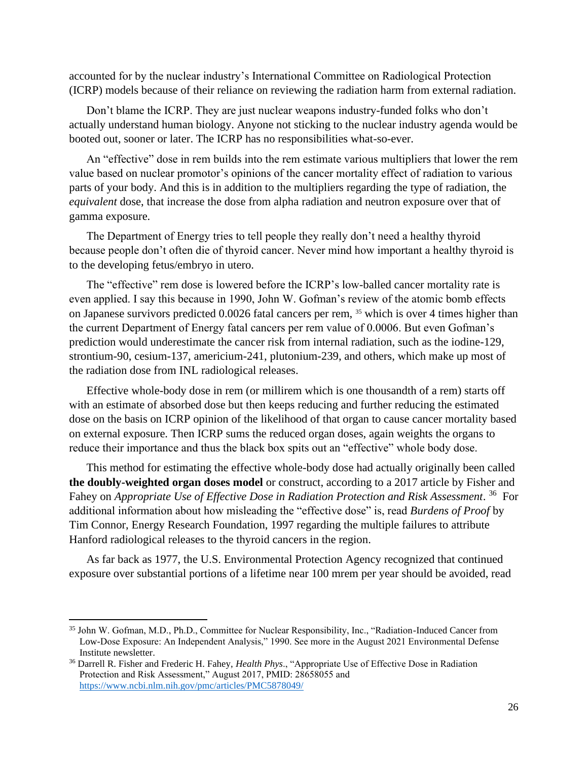accounted for by the nuclear industry's International Committee on Radiological Protection (ICRP) models because of their reliance on reviewing the radiation harm from external radiation.

Don't blame the ICRP. They are just nuclear weapons industry-funded folks who don't actually understand human biology. Anyone not sticking to the nuclear industry agenda would be booted out, sooner or later. The ICRP has no responsibilities what-so-ever.

An "effective" dose in rem builds into the rem estimate various multipliers that lower the rem value based on nuclear promotor's opinions of the cancer mortality effect of radiation to various parts of your body. And this is in addition to the multipliers regarding the type of radiation, the *equivalent* dose, that increase the dose from alpha radiation and neutron exposure over that of gamma exposure.

The Department of Energy tries to tell people they really don't need a healthy thyroid because people don't often die of thyroid cancer. Never mind how important a healthy thyroid is to the developing fetus/embryo in utero.

The "effective" rem dose is lowered before the ICRP's low-balled cancer mortality rate is even applied. I say this because in 1990, John W. Gofman's review of the atomic bomb effects on Japanese survivors predicted 0.0026 fatal cancers per rem, [35] which is over 4 times higher than the current Department of Energy fatal cancers per rem value of 0.0006. But even Gofman's prediction would underestimate the cancer risk from internal radiation, such as the iodine-129, strontium-90, cesium-137, americium-241, plutonium-239, and others, which make up most of the radiation dose from INL radiological releases.

Effective whole-body dose in rem (or millirem which is one thousandth of a rem) starts off with an estimate of absorbed dose but then keeps reducing and further reducing the estimated dose on the basis on ICRP opinion of the likelihood of that organ to cause cancer mortality based on external exposure. Then ICRP sums the reduced organ doses, again weights the organs to reduce their importance and thus the black box spits out an "effective" whole body dose.

This method for estimating the effective whole-body dose had actually originally been called **the doubly-weighted organ doses model** or construct, according to a 2017 article by Fisher and Fahey on *Appropriate Use of Effective Dose in Radiation Protection and Risk Assessment*. [36] For additional information about how misleading the "effective dose" is, read *Burdens of Proof* by Tim Connor, Energy Research Foundation, 1997 regarding the multiple failures to attribute Hanford radiological releases to the thyroid cancers in the region.

As far back as 1977, the U.S. Environmental Protection Agency recognized that continued exposure over substantial portions of a lifetime near 100 mrem per year should be avoided, read

---

[35] John W. Gofman, M.D., Ph.D., Committee for Nuclear Responsibility, Inc., "Radiation-Induced Cancer from Low-Dose Exposure: An Independent Analysis," 1990. See more in the August 2021 Environmental Defense Institute newsletter.

[36] Darrell R. Fisher and Frederic H. Fahey, *Health Phys*., "Appropriate Use of Effective Dose in Radiation Protection and Risk Assessment," August 2017, PMID: 28658055 and https://www.ncbi.nlm.nih.gov/pmc/articles/PMC5878049/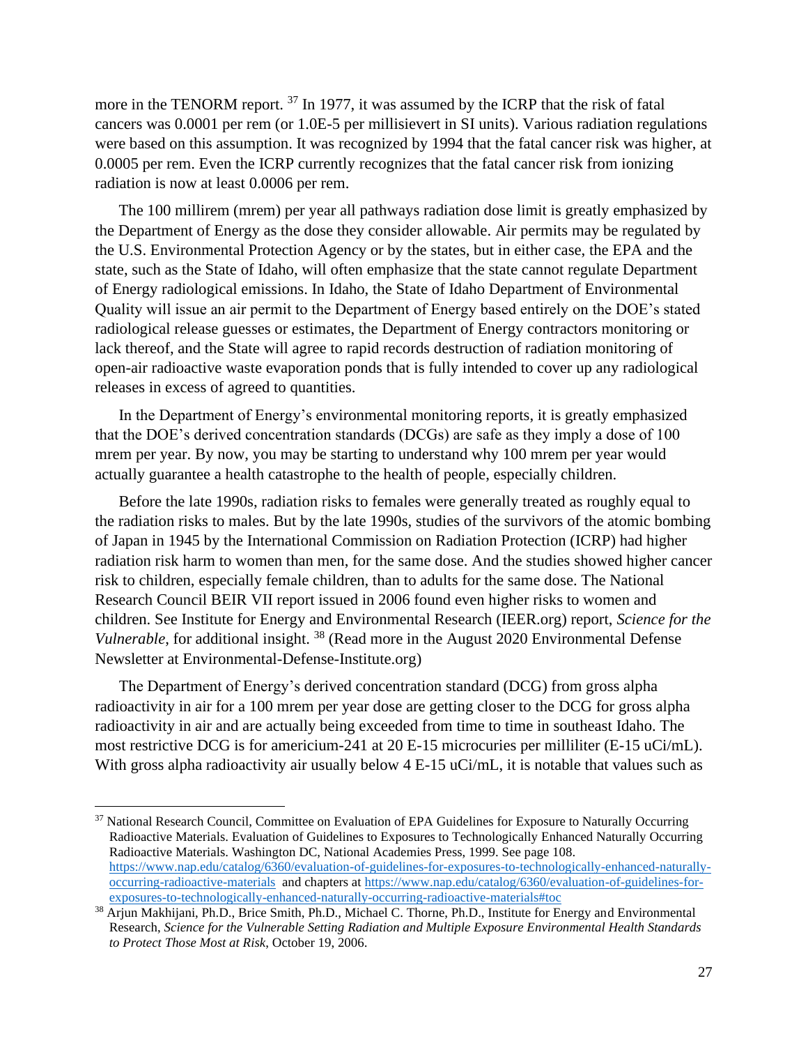more in the TENORM report. [37] In 1977, it was assumed by the ICRP that the risk of fatal cancers was 0.0001 per rem (or 1.0E-5 per millisievert in SI units). Various radiation regulations were based on this assumption. It was recognized by 1994 that the fatal cancer risk was higher, at 0.0005 per rem. Even the ICRP currently recognizes that the fatal cancer risk from ionizing radiation is now at least 0.0006 per rem.

The 100 millirem (mrem) per year all pathways radiation dose limit is greatly emphasized by the Department of Energy as the dose they consider allowable. Air permits may be regulated by the U.S. Environmental Protection Agency or by the states, but in either case, the EPA and the state, such as the State of Idaho, will often emphasize that the state cannot regulate Department of Energy radiological emissions. In Idaho, the State of Idaho Department of Environmental Quality will issue an air permit to the Department of Energy based entirely on the DOE's stated radiological release guesses or estimates, the Department of Energy contractors monitoring or lack thereof, and the State will agree to rapid records destruction of radiation monitoring of open-air radioactive waste evaporation ponds that is fully intended to cover up any radiological releases in excess of agreed to quantities.

In the Department of Energy's environmental monitoring reports, it is greatly emphasized that the DOE's derived concentration standards (DCGs) are safe as they imply a dose of 100 mrem per year. By now, you may be starting to understand why 100 mrem per year would actually guarantee a health catastrophe to the health of people, especially children.

Before the late 1990s, radiation risks to females were generally treated as roughly equal to the radiation risks to males. But by the late 1990s, studies of the survivors of the atomic bombing of Japan in 1945 by the International Commission on Radiation Protection (ICRP) had higher radiation risk harm to women than men, for the same dose. And the studies showed higher cancer risk to children, especially female children, than to adults for the same dose. The National Research Council BEIR VII report issued in 2006 found even higher risks to women and children. See Institute for Energy and Environmental Research (IEER.org) report, *Science for the Vulnerable*, for additional insight. [38] (Read more in the August 2020 Environmental Defense Newsletter at Environmental-Defense-Institute.org)

The Department of Energy's derived concentration standard (DCG) from gross alpha radioactivity in air for a 100 mrem per year dose are getting closer to the DCG for gross alpha radioactivity in air and are actually being exceeded from time to time in southeast Idaho. The most restrictive DCG is for americium-241 at 20 E-15 microcuries per milliliter (E-15 uCi/mL). With gross alpha radioactivity air usually below 4 E-15 uCi/mL, it is notable that values such as

---

[37] National Research Council, Committee on Evaluation of EPA Guidelines for Exposure to Naturally Occurring Radioactive Materials. Evaluation of Guidelines to Exposures to Technologically Enhanced Naturally Occurring Radioactive Materials. Washington DC, National Academies Press, 1999. See page 108. https://www.nap.edu/catalog/6360/evaluation-of-guidelines-for-exposures-to-technologically-enhanced-naturally-occurring-radioactive-materials and chapters at https://www.nap.edu/catalog/6360/evaluation-of-guidelines-for-exposures-to-technologically-enhanced-naturally-occurring-radioactive-materials#toc

[38] Arjun Makhijani, Ph.D., Brice Smith, Ph.D., Michael C. Thorne, Ph.D., Institute for Energy and Environmental Research, *Science for the Vulnerable Setting Radiation and Multiple Exposure Environmental Health Standards to Protect Those Most at Risk*, October 19, 2006.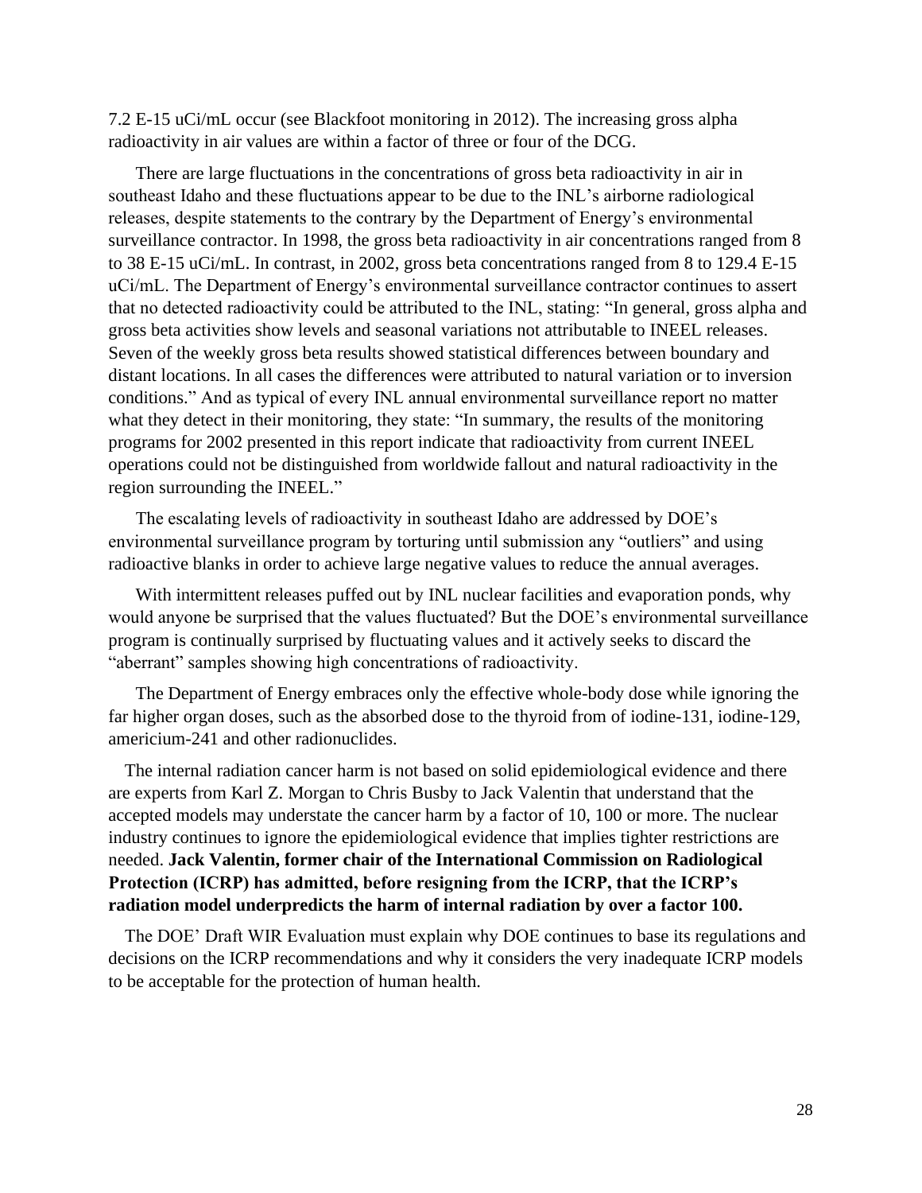7.2 E-15 uCi/mL occur (see Blackfoot monitoring in 2012). The increasing gross alpha radioactivity in air values are within a factor of three or four of the DCG.

There are large fluctuations in the concentrations of gross beta radioactivity in air in southeast Idaho and these fluctuations appear to be due to the INL's airborne radiological releases, despite statements to the contrary by the Department of Energy's environmental surveillance contractor. In 1998, the gross beta radioactivity in air concentrations ranged from 8 to 38 E-15 uCi/mL. In contrast, in 2002, gross beta concentrations ranged from 8 to 129.4 E-15 uCi/mL. The Department of Energy's environmental surveillance contractor continues to assert that no detected radioactivity could be attributed to the INL, stating: "In general, gross alpha and gross beta activities show levels and seasonal variations not attributable to INEEL releases. Seven of the weekly gross beta results showed statistical differences between boundary and distant locations. In all cases the differences were attributed to natural variation or to inversion conditions." And as typical of every INL annual environmental surveillance report no matter what they detect in their monitoring, they state: "In summary, the results of the monitoring programs for 2002 presented in this report indicate that radioactivity from current INEEL operations could not be distinguished from worldwide fallout and natural radioactivity in the region surrounding the INEEL."

The escalating levels of radioactivity in southeast Idaho are addressed by DOE's environmental surveillance program by torturing until submission any "outliers" and using radioactive blanks in order to achieve large negative values to reduce the annual averages.

With intermittent releases puffed out by INL nuclear facilities and evaporation ponds, why would anyone be surprised that the values fluctuated? But the DOE's environmental surveillance program is continually surprised by fluctuating values and it actively seeks to discard the "aberrant" samples showing high concentrations of radioactivity.

The Department of Energy embraces only the effective whole-body dose while ignoring the far higher organ doses, such as the absorbed dose to the thyroid from of iodine-131, iodine-129, americium-241 and other radionuclides.

The internal radiation cancer harm is not based on solid epidemiological evidence and there are experts from Karl Z. Morgan to Chris Busby to Jack Valentin that understand that the accepted models may understate the cancer harm by a factor of 10, 100 or more. The nuclear industry continues to ignore the epidemiological evidence that implies tighter restrictions are needed. **Jack Valentin, former chair of the International Commission on Radiological Protection (ICRP) has admitted, before resigning from the ICRP, that the ICRP's radiation model underpredicts the harm of internal radiation by over a factor 100.**

The DOE' Draft WIR Evaluation must explain why DOE continues to base its regulations and decisions on the ICRP recommendations and why it considers the very inadequate ICRP models to be acceptable for the protection of human health.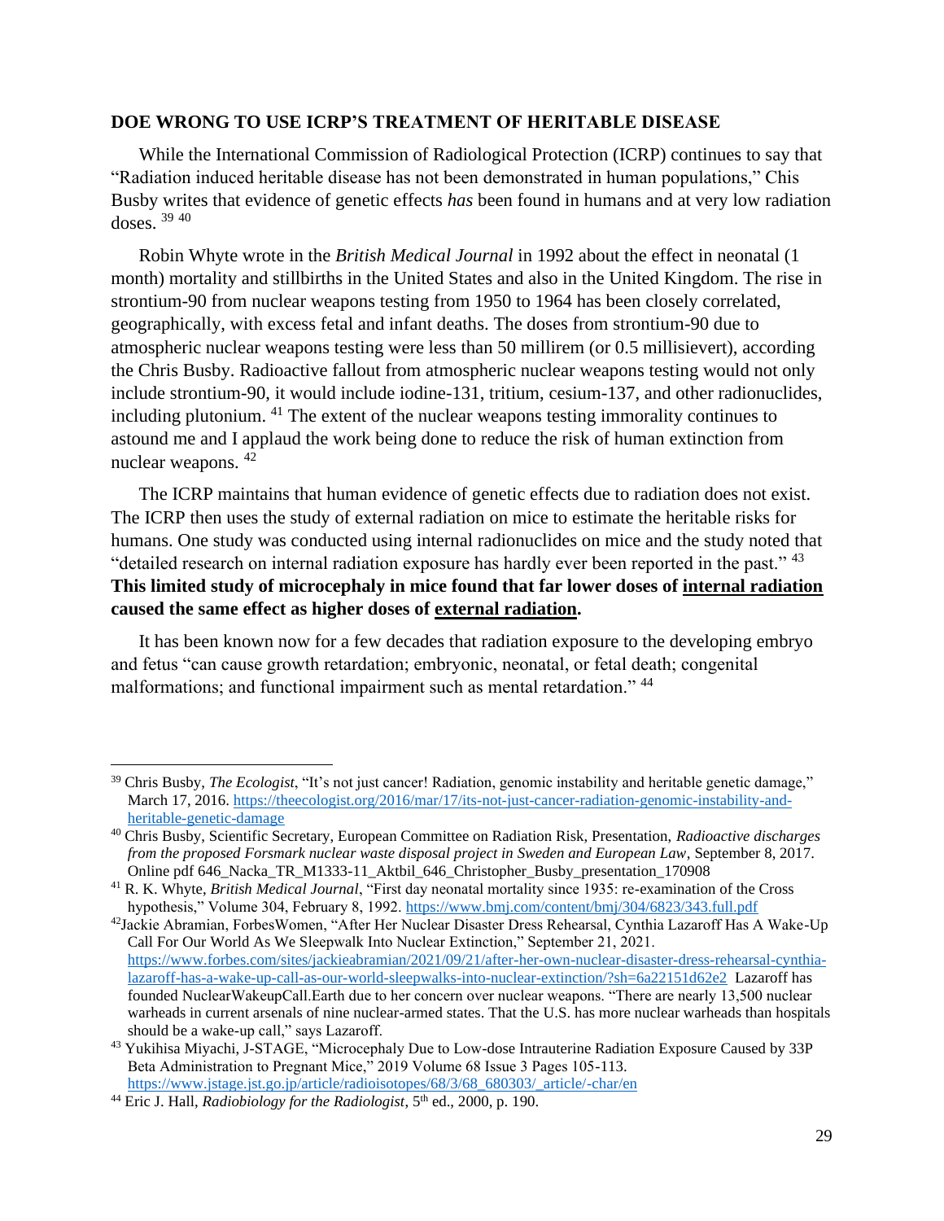## DOE WRONG TO USE ICRP'S TREATMENT OF HERITABLE DISEASE

While the International Commission of Radiological Protection (ICRP) continues to say that "Radiation induced heritable disease has not been demonstrated in human populations," Chis Busby writes that evidence of genetic effects *has* been found in humans and at very low radiation doses. [39] [40]

Robin Whyte wrote in the *British Medical Journal* in 1992 about the effect in neonatal (1 month) mortality and stillbirths in the United States and also in the United Kingdom. The rise in strontium-90 from nuclear weapons testing from 1950 to 1964 has been closely correlated, geographically, with excess fetal and infant deaths. The doses from strontium-90 due to atmospheric nuclear weapons testing were less than 50 millirem (or 0.5 millisievert), according the Chris Busby. Radioactive fallout from atmospheric nuclear weapons testing would not only include strontium-90, it would include iodine-131, tritium, cesium-137, and other radionuclides, including plutonium. [41] The extent of the nuclear weapons testing immorality continues to astound me and I applaud the work being done to reduce the risk of human extinction from nuclear weapons. [42]

The ICRP maintains that human evidence of genetic effects due to radiation does not exist. The ICRP then uses the study of external radiation on mice to estimate the heritable risks for humans. One study was conducted using internal radionuclides on mice and the study noted that "detailed research on internal radiation exposure has hardly ever been reported in the past." [43] **This limited study of microcephaly in mice found that far lower doses of <u>internal radiation</u> caused the same effect as higher doses of <u>external radiation</u>.**

It has been known now for a few decades that radiation exposure to the developing embryo and fetus "can cause growth retardation; embryonic, neonatal, or fetal death; congenital malformations; and functional impairment such as mental retardation." [44]

---

[39] Chris Busby, *The Ecologist*, "It's not just cancer! Radiation, genomic instability and heritable genetic damage," March 17, 2016. https://theecologist.org/2016/mar/17/its-not-just-cancer-radiation-genomic-instability-and-heritable-genetic-damage

[40] Chris Busby, Scientific Secretary, European Committee on Radiation Risk, Presentation, *Radioactive discharges from the proposed Forsmark nuclear waste disposal project in Sweden and European Law*, September 8, 2017. Online pdf 646_Nacka_TR_M1333-11_Aktbil_646_Christopher_Busby_presentation_170908

[41] R. K. Whyte, *British Medical Journal*, "First day neonatal mortality since 1935: re-examination of the Cross hypothesis," Volume 304, February 8, 1992. https://www.bmj.com/content/bmj/304/6823/343.full.pdf

[42] Jackie Abramian, ForbesWomen, "After Her Nuclear Disaster Dress Rehearsal, Cynthia Lazaroff Has A Wake-Up Call For Our World As We Sleepwalk Into Nuclear Extinction," September 21, 2021. https://www.forbes.com/sites/jackieabramian/2021/09/21/after-her-own-nuclear-disaster-dress-rehearsal-cynthia-lazaroff-has-a-wake-up-call-as-our-world-sleepwalks-into-nuclear-extinction/?sh=6a22151d62e2 Lazaroff has founded NuclearWakeupCall.Earth due to her concern over nuclear weapons. "There are nearly 13,500 nuclear warheads in current arsenals of nine nuclear-armed states. That the U.S. has more nuclear warheads than hospitals should be a wake-up call," says Lazaroff.

[43] Yukihisa Miyachi, J-STAGE, "Microcephaly Due to Low-dose Intrauterine Radiation Exposure Caused by 33P Beta Administration to Pregnant Mice," 2019 Volume 68 Issue 3 Pages 105-113. https://www.jstage.jst.go.jp/article/radioisotopes/68/3/68_680303/_article/-char/en

[44] Eric J. Hall, *Radiobiology for the Radiologist*, 5th ed., 2000, p. 190.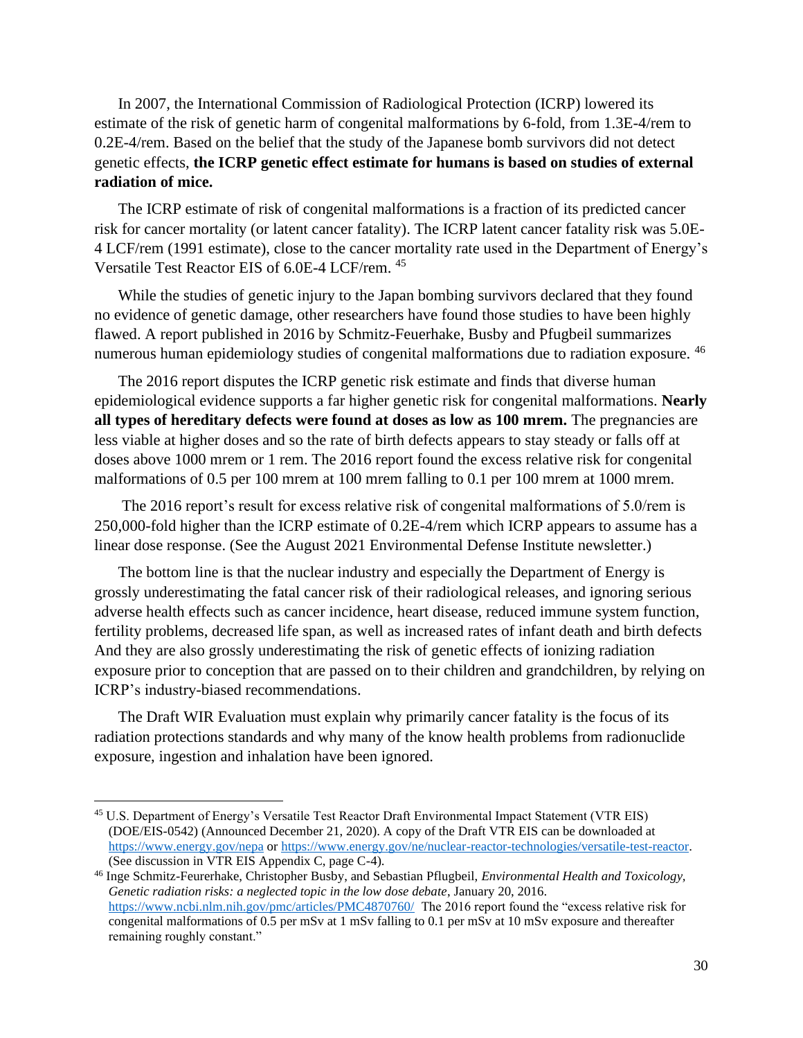In 2007, the International Commission of Radiological Protection (ICRP) lowered its estimate of the risk of genetic harm of congenital malformations by 6-fold, from 1.3E-4/rem to 0.2E-4/rem. Based on the belief that the study of the Japanese bomb survivors did not detect genetic effects, **the ICRP genetic effect estimate for humans is based on studies of external radiation of mice.**

The ICRP estimate of risk of congenital malformations is a fraction of its predicted cancer risk for cancer mortality (or latent cancer fatality). The ICRP latent cancer fatality risk was 5.0E-4 LCF/rem (1991 estimate), close to the cancer mortality rate used in the Department of Energy's Versatile Test Reactor EIS of 6.0E-4 LCF/rem. [45]

While the studies of genetic injury to the Japan bombing survivors declared that they found no evidence of genetic damage, other researchers have found those studies to have been highly flawed. A report published in 2016 by Schmitz-Feuerhake, Busby and Pfugbeil summarizes numerous human epidemiology studies of congenital malformations due to radiation exposure. [46]

The 2016 report disputes the ICRP genetic risk estimate and finds that diverse human epidemiological evidence supports a far higher genetic risk for congenital malformations. **Nearly all types of hereditary defects were found at doses as low as 100 mrem.** The pregnancies are less viable at higher doses and so the rate of birth defects appears to stay steady or falls off at doses above 1000 mrem or 1 rem. The 2016 report found the excess relative risk for congenital malformations of 0.5 per 100 mrem at 100 mrem falling to 0.1 per 100 mrem at 1000 mrem.

The 2016 report's result for excess relative risk of congenital malformations of 5.0/rem is 250,000-fold higher than the ICRP estimate of 0.2E-4/rem which ICRP appears to assume has a linear dose response. (See the August 2021 Environmental Defense Institute newsletter.)

The bottom line is that the nuclear industry and especially the Department of Energy is grossly underestimating the fatal cancer risk of their radiological releases, and ignoring serious adverse health effects such as cancer incidence, heart disease, reduced immune system function, fertility problems, decreased life span, as well as increased rates of infant death and birth defects And they are also grossly underestimating the risk of genetic effects of ionizing radiation exposure prior to conception that are passed on to their children and grandchildren, by relying on ICRP's industry-biased recommendations.

The Draft WIR Evaluation must explain why primarily cancer fatality is the focus of its radiation protections standards and why many of the know health problems from radionuclide exposure, ingestion and inhalation have been ignored.

---

[45] U.S. Department of Energy's Versatile Test Reactor Draft Environmental Impact Statement (VTR EIS) (DOE/EIS-0542) (Announced December 21, 2020). A copy of the Draft VTR EIS can be downloaded at https://www.energy.gov/nepa or https://www.energy.gov/ne/nuclear-reactor-technologies/versatile-test-reactor. (See discussion in VTR EIS Appendix C, page C-4).

[46] Inge Schmitz-Feurerhake, Christopher Busby, and Sebastian Pflugbeil, *Environmental Health and Toxicology, Genetic radiation risks: a neglected topic in the low dose debate*, January 20, 2016. https://www.ncbi.nlm.nih.gov/pmc/articles/PMC4870760/ The 2016 report found the "excess relative risk for congenital malformations of 0.5 per mSv at 1 mSv falling to 0.1 per mSv at 10 mSv exposure and thereafter remaining roughly constant."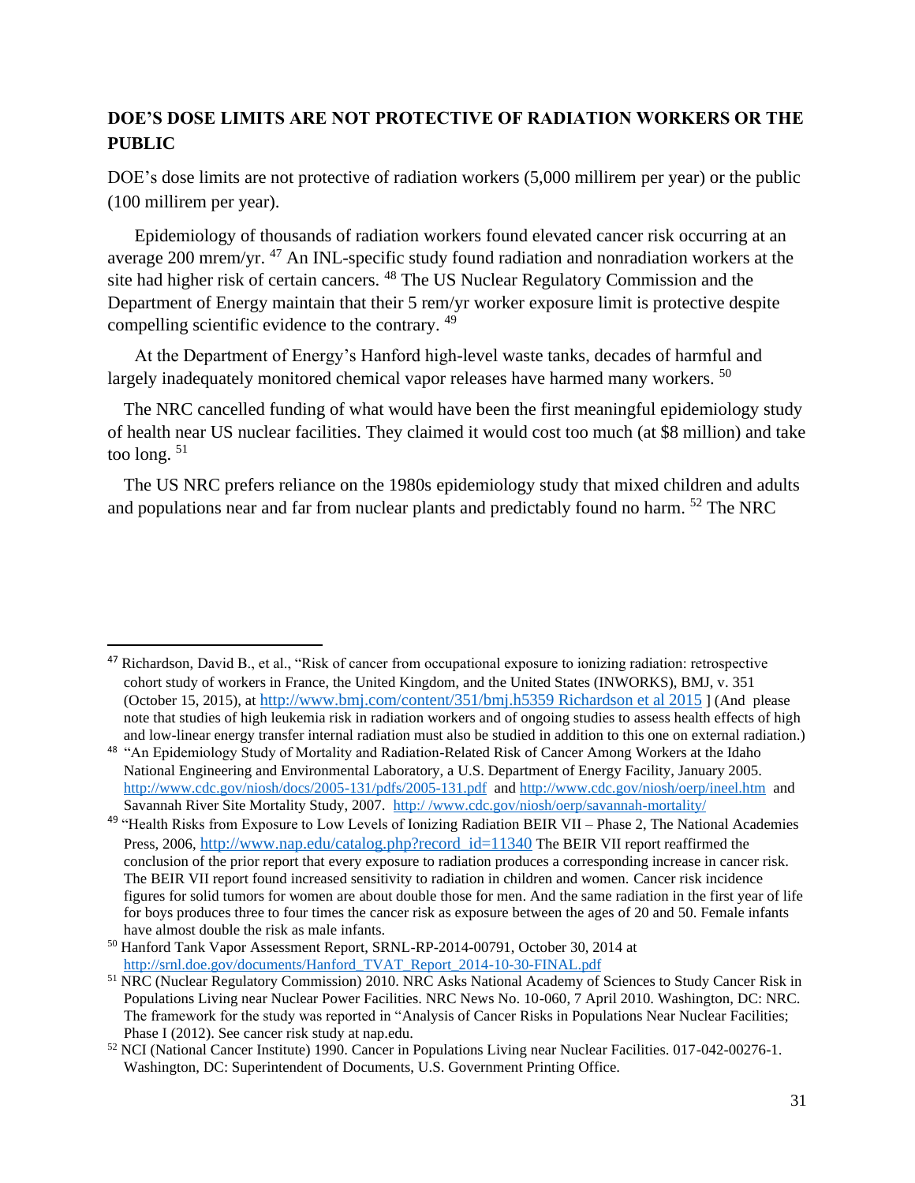## DOE'S DOSE LIMITS ARE NOT PROTECTIVE OF RADIATION WORKERS OR THE PUBLIC

DOE's dose limits are not protective of radiation workers (5,000 millirem per year) or the public (100 millirem per year).

Epidemiology of thousands of radiation workers found elevated cancer risk occurring at an average 200 mrem/yr. [47] An INL-specific study found radiation and nonradiation workers at the site had higher risk of certain cancers. [48] The US Nuclear Regulatory Commission and the Department of Energy maintain that their 5 rem/yr worker exposure limit is protective despite compelling scientific evidence to the contrary. [49]

At the Department of Energy's Hanford high-level waste tanks, decades of harmful and largely inadequately monitored chemical vapor releases have harmed many workers. [50]

The NRC cancelled funding of what would have been the first meaningful epidemiology study of health near US nuclear facilities. They claimed it would cost too much (at $8 million) and take too long. [51]

The US NRC prefers reliance on the 1980s epidemiology study that mixed children and adults and populations near and far from nuclear plants and predictably found no harm. [52] The NRC

---

[47] Richardson, David B., et al., "Risk of cancer from occupational exposure to ionizing radiation: retrospective cohort study of workers in France, the United Kingdom, and the United States (INWORKS), BMJ, v. 351 (October 15, 2015), at http://www.bmj.com/content/351/bmj.h5359 Richardson et al 2015 ] (And please note that studies of high leukemia risk in radiation workers and of ongoing studies to assess health effects of high and low-linear energy transfer internal radiation must also be studied in addition to this one on external radiation.)

[48] "An Epidemiology Study of Mortality and Radiation-Related Risk of Cancer Among Workers at the Idaho National Engineering and Environmental Laboratory, a U.S. Department of Energy Facility, January 2005. http://www.cdc.gov/niosh/docs/2005-131/pdfs/2005-131.pdf and http://www.cdc.gov/niosh/oerp/ineel.htm and Savannah River Site Mortality Study, 2007. http:/ /www.cdc.gov/niosh/oerp/savannah-mortality/

[49] "Health Risks from Exposure to Low Levels of Ionizing Radiation BEIR VII – Phase 2, The National Academies Press, 2006, http://www.nap.edu/catalog.php?record_id=11340 The BEIR VII report reaffirmed the conclusion of the prior report that every exposure to radiation produces a corresponding increase in cancer risk. The BEIR VII report found increased sensitivity to radiation in children and women. Cancer risk incidence figures for solid tumors for women are about double those for men. And the same radiation in the first year of life for boys produces three to four times the cancer risk as exposure between the ages of 20 and 50. Female infants have almost double the risk as male infants.

[50] Hanford Tank Vapor Assessment Report, SRNL-RP-2014-00791, October 30, 2014 at http://srnl.doe.gov/documents/Hanford_TVAT_Report_2014-10-30-FINAL.pdf

[51] NRC (Nuclear Regulatory Commission) 2010. NRC Asks National Academy of Sciences to Study Cancer Risk in Populations Living near Nuclear Power Facilities. NRC News No. 10-060, 7 April 2010. Washington, DC: NRC. The framework for the study was reported in "Analysis of Cancer Risks in Populations Near Nuclear Facilities; Phase I (2012). See cancer risk study at nap.edu.

[52] NCI (National Cancer Institute) 1990. Cancer in Populations Living near Nuclear Facilities. 017-042-00276-1. Washington, DC: Superintendent of Documents, U.S. Government Printing Office.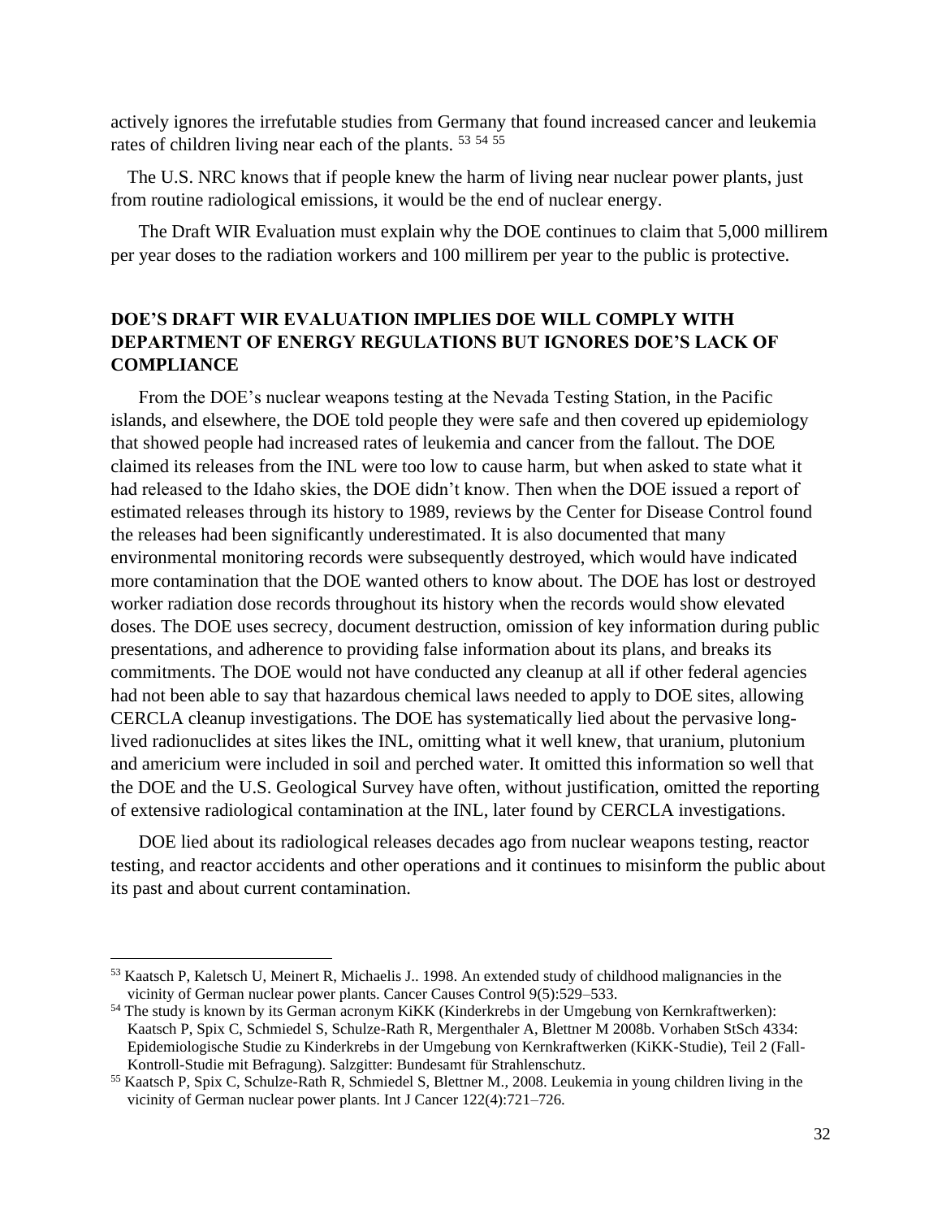actively ignores the irrefutable studies from Germany that found increased cancer and leukemia rates of children living near each of the plants. [53] [54] [55]

The U.S. NRC knows that if people knew the harm of living near nuclear power plants, just from routine radiological emissions, it would be the end of nuclear energy.

The Draft WIR Evaluation must explain why the DOE continues to claim that 5,000 millirem per year doses to the radiation workers and 100 millirem per year to the public is protective.

## DOE'S DRAFT WIR EVALUATION IMPLIES DOE WILL COMPLY WITH DEPARTMENT OF ENERGY REGULATIONS BUT IGNORES DOE'S LACK OF COMPLIANCE

From the DOE's nuclear weapons testing at the Nevada Testing Station, in the Pacific islands, and elsewhere, the DOE told people they were safe and then covered up epidemiology that showed people had increased rates of leukemia and cancer from the fallout. The DOE claimed its releases from the INL were too low to cause harm, but when asked to state what it had released to the Idaho skies, the DOE didn't know. Then when the DOE issued a report of estimated releases through its history to 1989, reviews by the Center for Disease Control found the releases had been significantly underestimated. It is also documented that many environmental monitoring records were subsequently destroyed, which would have indicated more contamination that the DOE wanted others to know about. The DOE has lost or destroyed worker radiation dose records throughout its history when the records would show elevated doses. The DOE uses secrecy, document destruction, omission of key information during public presentations, and adherence to providing false information about its plans, and breaks its commitments. The DOE would not have conducted any cleanup at all if other federal agencies had not been able to say that hazardous chemical laws needed to apply to DOE sites, allowing CERCLA cleanup investigations. The DOE has systematically lied about the pervasive long-lived radionuclides at sites likes the INL, omitting what it well knew, that uranium, plutonium and americium were included in soil and perched water. It omitted this information so well that the DOE and the U.S. Geological Survey have often, without justification, omitted the reporting of extensive radiological contamination at the INL, later found by CERCLA investigations.

DOE lied about its radiological releases decades ago from nuclear weapons testing, reactor testing, and reactor accidents and other operations and it continues to misinform the public about its past and about current contamination.

---

[53] Kaatsch P, Kaletsch U, Meinert R, Michaelis J.. 1998. An extended study of childhood malignancies in the vicinity of German nuclear power plants. Cancer Causes Control 9(5):529–533.

[54] The study is known by its German acronym KiKK (Kinderkrebs in der Umgebung von Kernkraftwerken): Kaatsch P, Spix C, Schmiedel S, Schulze-Rath R, Mergenthaler A, Blettner M 2008b. Vorhaben StSch 4334: Epidemiologische Studie zu Kinderkrebs in der Umgebung von Kernkraftwerken (KiKK-Studie), Teil 2 (Fall-Kontroll-Studie mit Befragung). Salzgitter: Bundesamt für Strahlenschutz.

[55] Kaatsch P, Spix C, Schulze-Rath R, Schmiedel S, Blettner M., 2008. Leukemia in young children living in the vicinity of German nuclear power plants. Int J Cancer 122(4):721–726.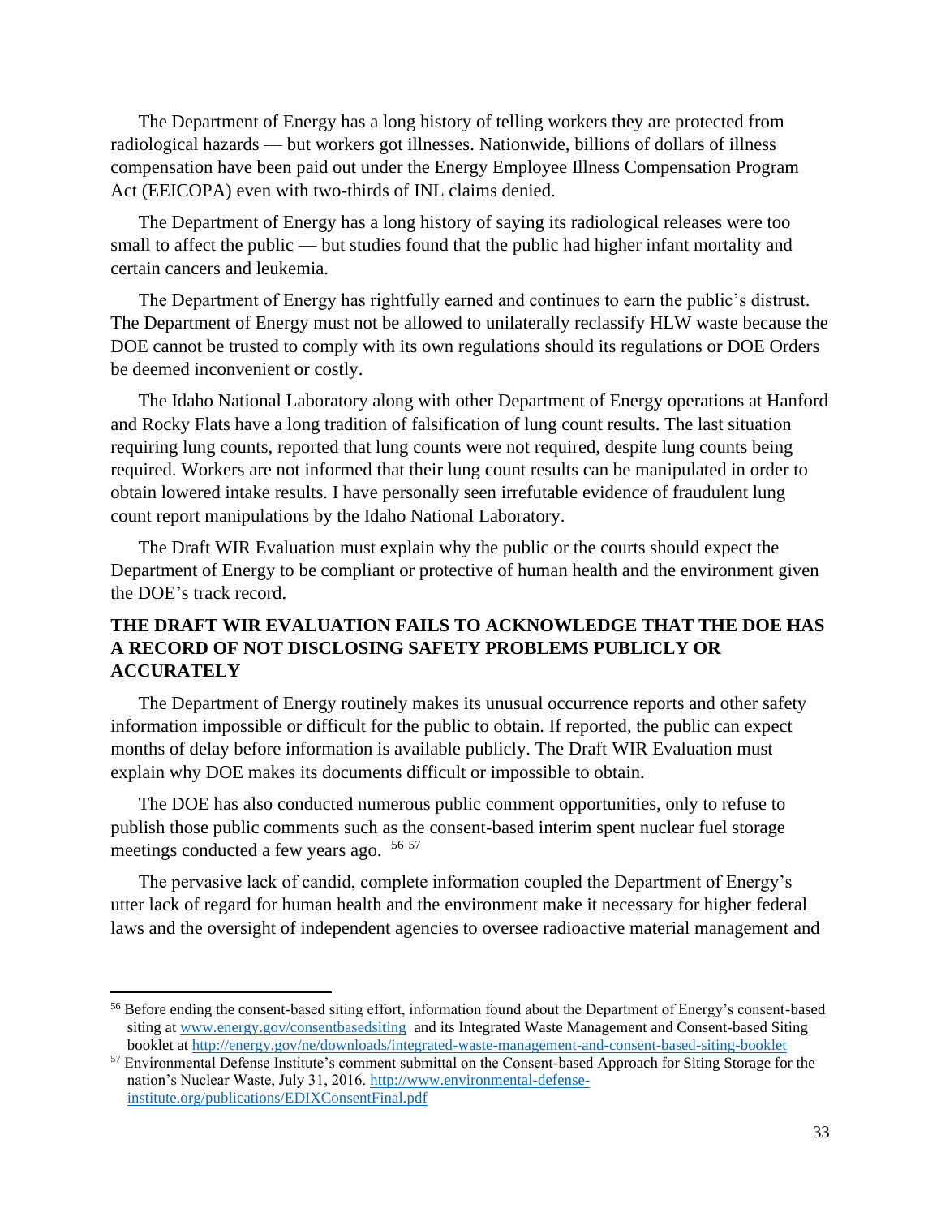The Department of Energy has a long history of telling workers they are protected from radiological hazards — but workers got illnesses. Nationwide, billions of dollars of illness compensation have been paid out under the Energy Employee Illness Compensation Program Act (EEICOPA) even with two-thirds of INL claims denied.

The Department of Energy has a long history of saying its radiological releases were too small to affect the public — but studies found that the public had higher infant mortality and certain cancers and leukemia.

The Department of Energy has rightfully earned and continues to earn the public's distrust. The Department of Energy must not be allowed to unilaterally reclassify HLW waste because the DOE cannot be trusted to comply with its own regulations should its regulations or DOE Orders be deemed inconvenient or costly.

The Idaho National Laboratory along with other Department of Energy operations at Hanford and Rocky Flats have a long tradition of falsification of lung count results. The last situation requiring lung counts, reported that lung counts were not required, despite lung counts being required. Workers are not informed that their lung count results can be manipulated in order to obtain lowered intake results. I have personally seen irrefutable evidence of fraudulent lung count report manipulations by the Idaho National Laboratory.

The Draft WIR Evaluation must explain why the public or the courts should expect the Department of Energy to be compliant or protective of human health and the environment given the DOE's track record.

## THE DRAFT WIR EVALUATION FAILS TO ACKNOWLEDGE THAT THE DOE HAS A RECORD OF NOT DISCLOSING SAFETY PROBLEMS PUBLICLY OR ACCURATELY

The Department of Energy routinely makes its unusual occurrence reports and other safety information impossible or difficult for the public to obtain. If reported, the public can expect months of delay before information is available publicly. The Draft WIR Evaluation must explain why DOE makes its documents difficult or impossible to obtain.

The DOE has also conducted numerous public comment opportunities, only to refuse to publish those public comments such as the consent-based interim spent nuclear fuel storage meetings conducted a few years ago. [56] [57]

The pervasive lack of candid, complete information coupled the Department of Energy's utter lack of regard for human health and the environment make it necessary for higher federal laws and the oversight of independent agencies to oversee radioactive material management and

---

[56] Before ending the consent-based siting effort, information found about the Department of Energy's consent-based siting at www.energy.gov/consentbasedsiting and its Integrated Waste Management and Consent-based Siting booklet at http://energy.gov/ne/downloads/integrated-waste-management-and-consent-based-siting-booklet

[57] Environmental Defense Institute's comment submittal on the Consent-based Approach for Siting Storage for the nation's Nuclear Waste, July 31, 2016. http://www.environmental-defense-institute.org/publications/EDIXConsentFinal.pdf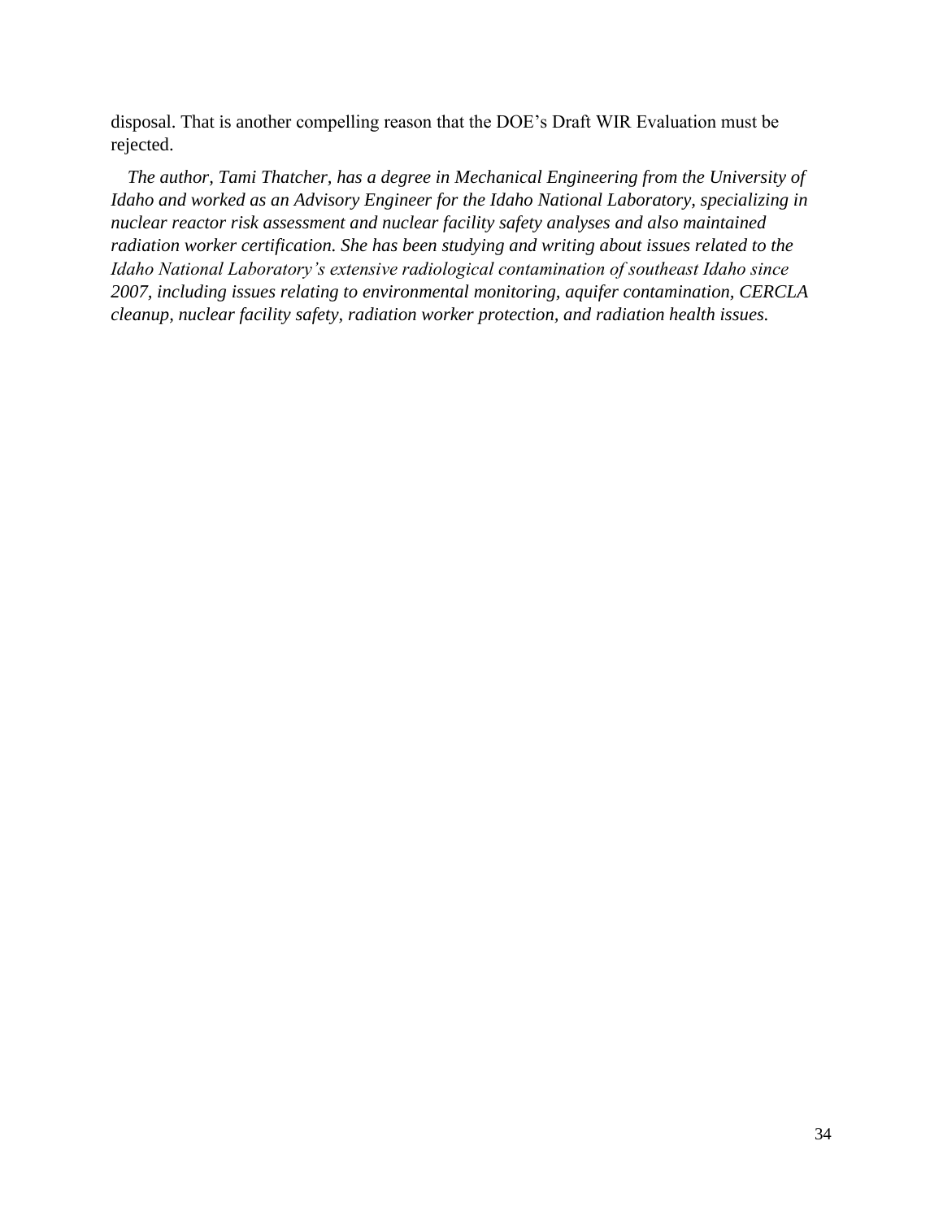disposal. That is another compelling reason that the DOE's Draft WIR Evaluation must be rejected.

*The author, Tami Thatcher, has a degree in Mechanical Engineering from the University of Idaho and worked as an Advisory Engineer for the Idaho National Laboratory, specializing in nuclear reactor risk assessment and nuclear facility safety analyses and also maintained radiation worker certification. She has been studying and writing about issues related to the Idaho National Laboratory's extensive radiological contamination of southeast Idaho since 2007, including issues relating to environmental monitoring, aquifer contamination, CERCLA cleanup, nuclear facility safety, radiation worker protection, and radiation health issues.*